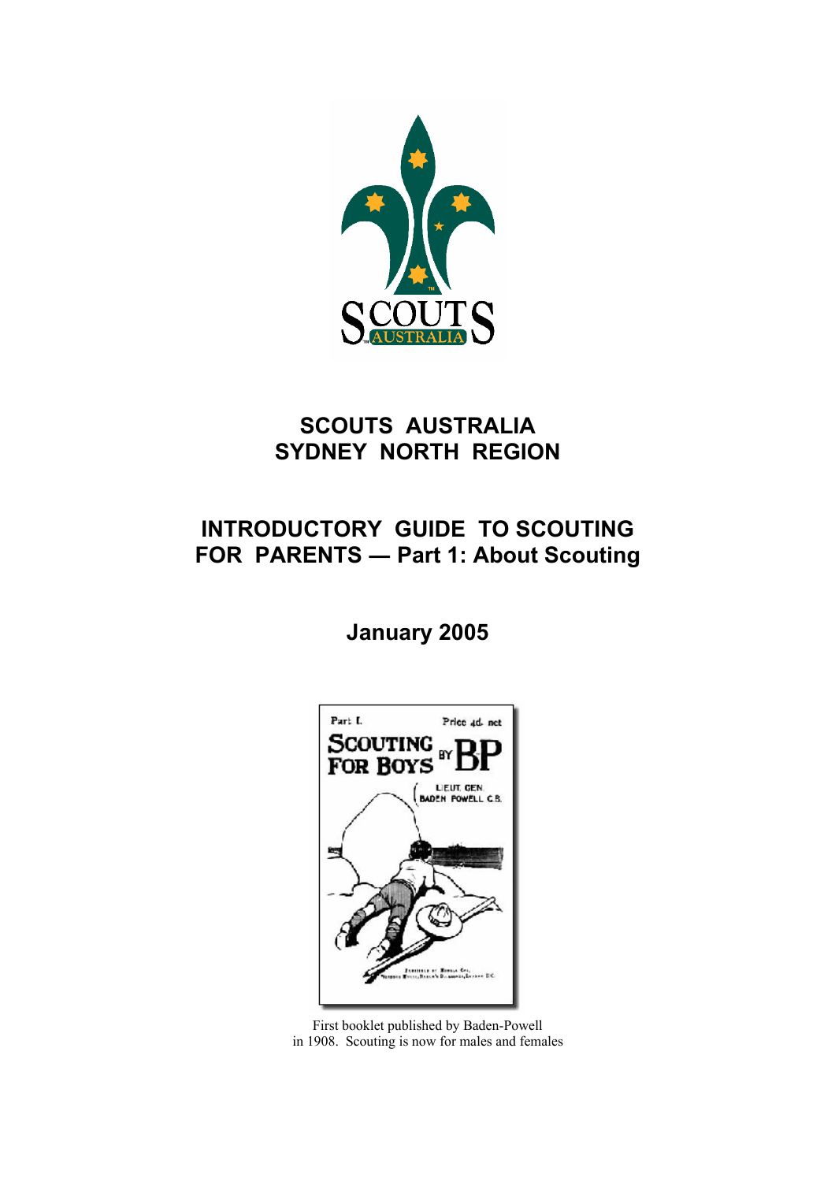# SCOUTS AUSTRALIA
# SYDNEY NORTH REGION

## INTRODUCTORY GUIDE TO SCOUTING FOR PARENTS — Part 1: About Scouting

**January 2005**

First booklet published by Baden-Powell in 1908. Scouting is now for males and females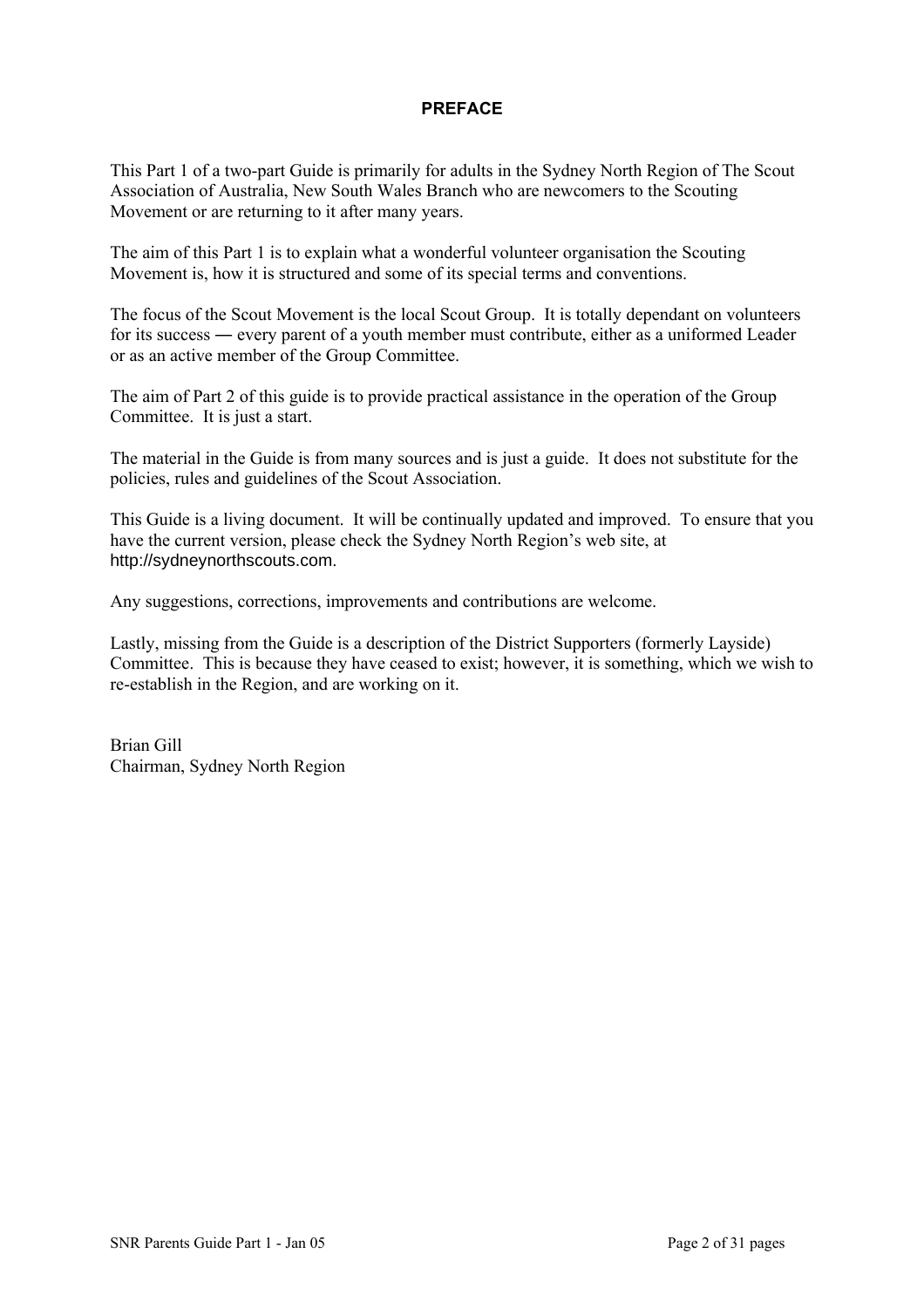# PREFACE

This Part 1 of a two-part Guide is primarily for adults in the Sydney North Region of The Scout Association of Australia, New South Wales Branch who are newcomers to the Scouting Movement or are returning to it after many years.

The aim of this Part 1 is to explain what a wonderful volunteer organisation the Scouting Movement is, how it is structured and some of its special terms and conventions.

The focus of the Scout Movement is the local Scout Group. It is totally dependant on volunteers for its success ― every parent of a youth member must contribute, either as a uniformed Leader or as an active member of the Group Committee.

The aim of Part 2 of this guide is to provide practical assistance in the operation of the Group Committee. It is just a start.

The material in the Guide is from many sources and is just a guide. It does not substitute for the policies, rules and guidelines of the Scout Association.

This Guide is a living document. It will be continually updated and improved. To ensure that you have the current version, please check the Sydney North Region's web site, at http://sydneynorthscouts.com.

Any suggestions, corrections, improvements and contributions are welcome.

Lastly, missing from the Guide is a description of the District Supporters (formerly Layside) Committee. This is because they have ceased to exist; however, it is something, which we wish to re-establish in the Region, and are working on it.

Brian Gill
Chairman, Sydney North Region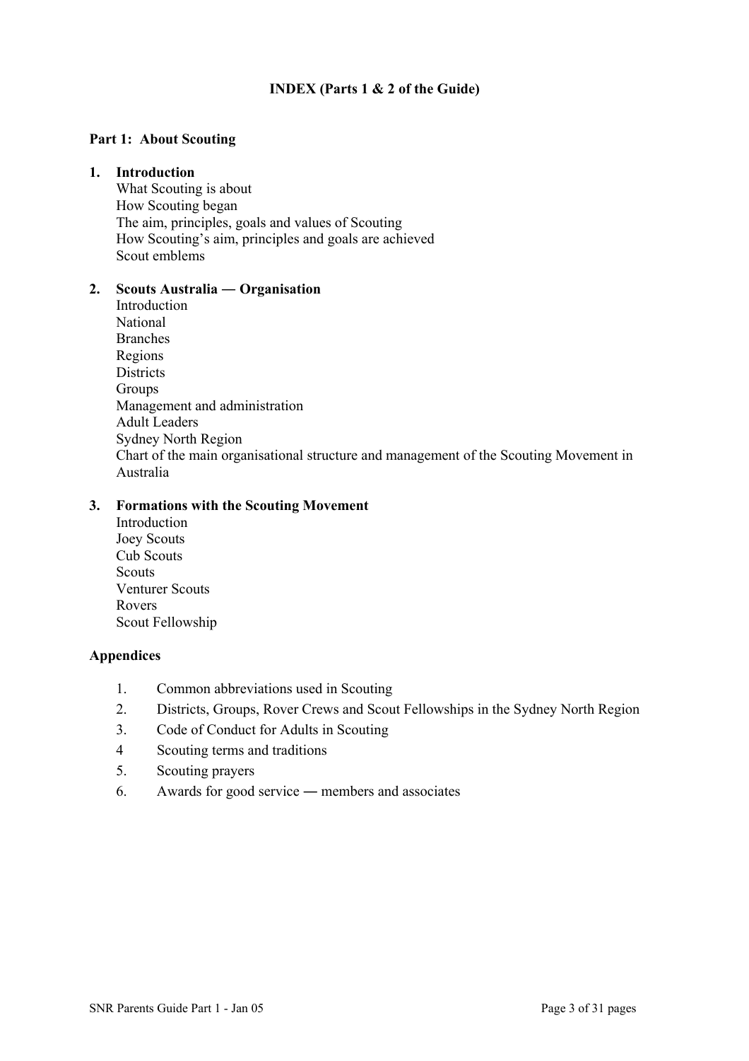## INDEX (Parts 1 & 2 of the Guide)

### Part 1: About Scouting

**1. Introduction**

What Scouting is about
How Scouting began
The aim, principles, goals and values of Scouting
How Scouting's aim, principles and goals are achieved
Scout emblems

**2. Scouts Australia ― Organisation**

Introduction
National
Branches
Regions
Districts
Groups
Management and administration
Adult Leaders
Sydney North Region
Chart of the main organisational structure and management of the Scouting Movement in Australia

**3. Formations with the Scouting Movement**

Introduction
Joey Scouts
Cub Scouts
Scouts
Venturer Scouts
Rovers
Scout Fellowship

### Appendices

1. Common abbreviations used in Scouting
2. Districts, Groups, Rover Crews and Scout Fellowships in the Sydney North Region
3. Code of Conduct for Adults in Scouting
4. Scouting terms and traditions
5. Scouting prayers
6. Awards for good service ― members and associates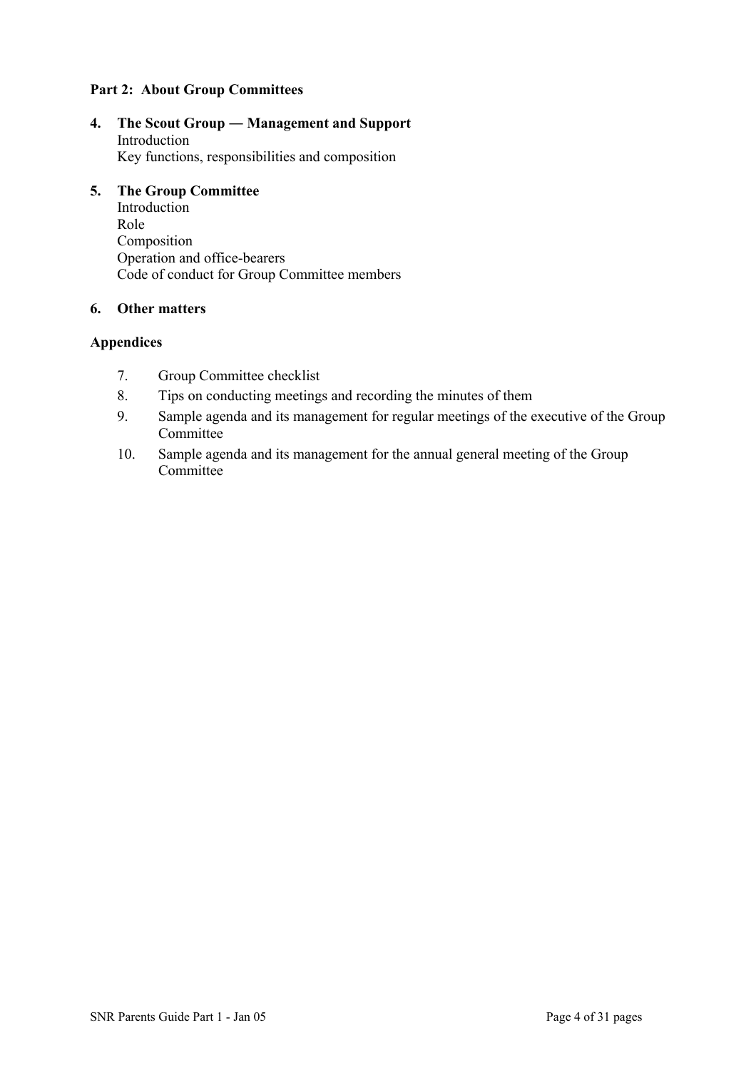**Part 2: About Group Committees**

**4. The Scout Group — Management and Support**
Introduction
Key functions, responsibilities and composition

**5. The Group Committee**
Introduction
Role
Composition
Operation and office-bearers
Code of conduct for Group Committee members

**6. Other matters**

**Appendices**

7. Group Committee checklist
8. Tips on conducting meetings and recording the minutes of them
9. Sample agenda and its management for regular meetings of the executive of the Group Committee
10. Sample agenda and its management for the annual general meeting of the Group Committee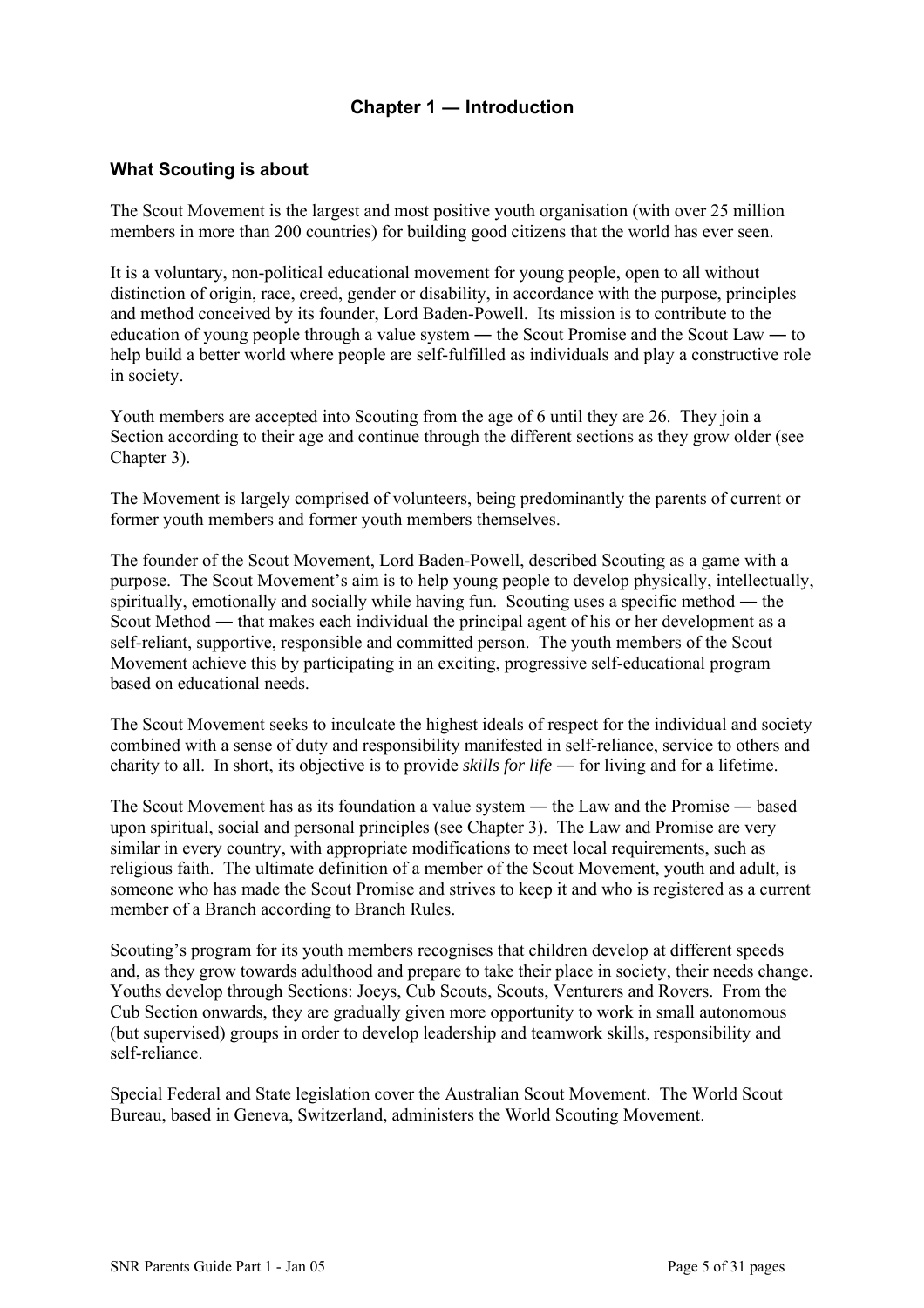# Chapter 1 — Introduction

## What Scouting is about

The Scout Movement is the largest and most positive youth organisation (with over 25 million members in more than 200 countries) for building good citizens that the world has ever seen.

It is a voluntary, non-political educational movement for young people, open to all without distinction of origin, race, creed, gender or disability, in accordance with the purpose, principles and method conceived by its founder, Lord Baden-Powell. Its mission is to contribute to the education of young people through a value system — the Scout Promise and the Scout Law — to help build a better world where people are self-fulfilled as individuals and play a constructive role in society.

Youth members are accepted into Scouting from the age of 6 until they are 26. They join a Section according to their age and continue through the different sections as they grow older (see Chapter 3).

The Movement is largely comprised of volunteers, being predominantly the parents of current or former youth members and former youth members themselves.

The founder of the Scout Movement, Lord Baden-Powell, described Scouting as a game with a purpose. The Scout Movement's aim is to help young people to develop physically, intellectually, spiritually, emotionally and socially while having fun. Scouting uses a specific method — the Scout Method — that makes each individual the principal agent of his or her development as a self-reliant, supportive, responsible and committed person. The youth members of the Scout Movement achieve this by participating in an exciting, progressive self-educational program based on educational needs.

The Scout Movement seeks to inculcate the highest ideals of respect for the individual and society combined with a sense of duty and responsibility manifested in self-reliance, service to others and charity to all. In short, its objective is to provide *skills for life* — for living and for a lifetime.

The Scout Movement has as its foundation a value system — the Law and the Promise — based upon spiritual, social and personal principles (see Chapter 3). The Law and Promise are very similar in every country, with appropriate modifications to meet local requirements, such as religious faith. The ultimate definition of a member of the Scout Movement, youth and adult, is someone who has made the Scout Promise and strives to keep it and who is registered as a current member of a Branch according to Branch Rules.

Scouting's program for its youth members recognises that children develop at different speeds and, as they grow towards adulthood and prepare to take their place in society, their needs change. Youths develop through Sections: Joeys, Cub Scouts, Scouts, Venturers and Rovers. From the Cub Section onwards, they are gradually given more opportunity to work in small autonomous (but supervised) groups in order to develop leadership and teamwork skills, responsibility and self-reliance.

Special Federal and State legislation cover the Australian Scout Movement. The World Scout Bureau, based in Geneva, Switzerland, administers the World Scouting Movement.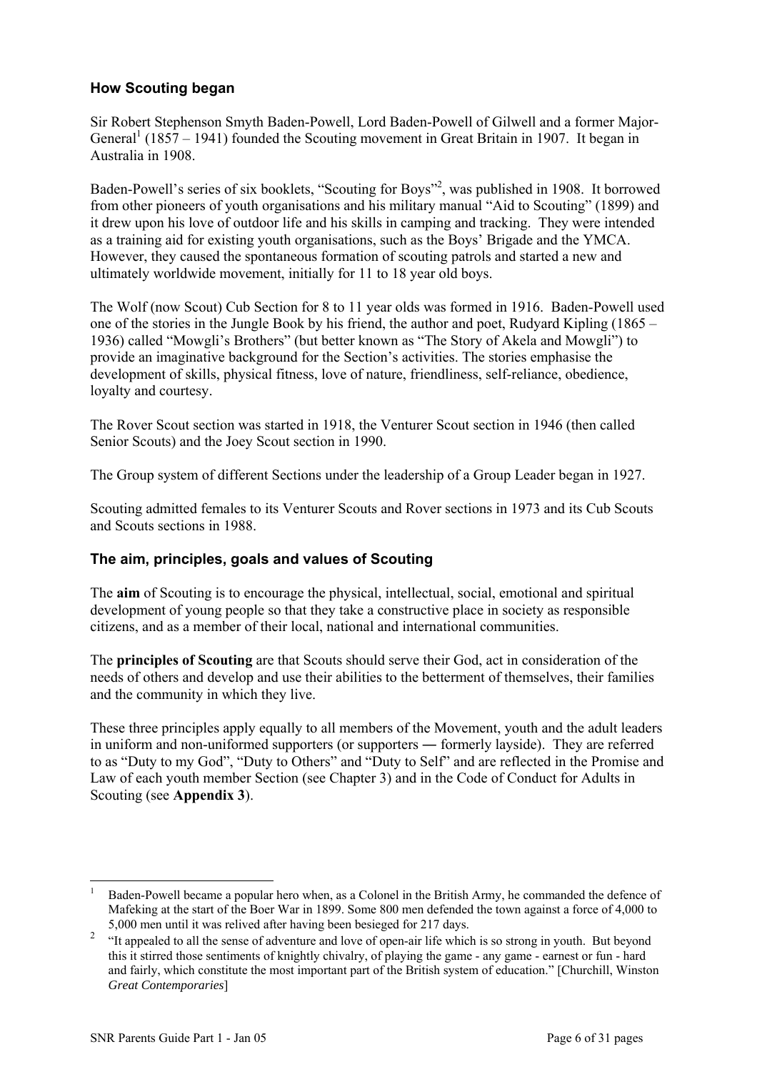## How Scouting began

Sir Robert Stephenson Smyth Baden-Powell, Lord Baden-Powell of Gilwell and a former Major-General[1] (1857 – 1941) founded the Scouting movement in Great Britain in 1907. It began in Australia in 1908.

Baden-Powell's series of six booklets, "Scouting for Boys"[2], was published in 1908. It borrowed from other pioneers of youth organisations and his military manual "Aid to Scouting" (1899) and it drew upon his love of outdoor life and his skills in camping and tracking. They were intended as a training aid for existing youth organisations, such as the Boys' Brigade and the YMCA. However, they caused the spontaneous formation of scouting patrols and started a new and ultimately worldwide movement, initially for 11 to 18 year old boys.

The Wolf (now Scout) Cub Section for 8 to 11 year olds was formed in 1916. Baden-Powell used one of the stories in the Jungle Book by his friend, the author and poet, Rudyard Kipling (1865 – 1936) called "Mowgli's Brothers" (but better known as "The Story of Akela and Mowgli") to provide an imaginative background for the Section's activities. The stories emphasise the development of skills, physical fitness, love of nature, friendliness, self-reliance, obedience, loyalty and courtesy.

The Rover Scout section was started in 1918, the Venturer Scout section in 1946 (then called Senior Scouts) and the Joey Scout section in 1990.

The Group system of different Sections under the leadership of a Group Leader began in 1927.

Scouting admitted females to its Venturer Scouts and Rover sections in 1973 and its Cub Scouts and Scouts sections in 1988.

## The aim, principles, goals and values of Scouting

The **aim** of Scouting is to encourage the physical, intellectual, social, emotional and spiritual development of young people so that they take a constructive place in society as responsible citizens, and as a member of their local, national and international communities.

The **principles of Scouting** are that Scouts should serve their God, act in consideration of the needs of others and develop and use their abilities to the betterment of themselves, their families and the community in which they live.

These three principles apply equally to all members of the Movement, youth and the adult leaders in uniform and non-uniformed supporters (or supporters ― formerly layside). They are referred to as "Duty to my God", "Duty to Others" and "Duty to Self" and are reflected in the Promise and Law of each youth member Section (see Chapter 3) and in the Code of Conduct for Adults in Scouting (see **Appendix 3**).

---

[1] Baden-Powell became a popular hero when, as a Colonel in the British Army, he commanded the defence of Mafeking at the start of the Boer War in 1899. Some 800 men defended the town against a force of 4,000 to 5,000 men until it was relived after having been besieged for 217 days.

[2] "It appealed to all the sense of adventure and love of open-air life which is so strong in youth. But beyond this it stirred those sentiments of knightly chivalry, of playing the game - any game - earnest or fun - hard and fairly, which constitute the most important part of the British system of education." [Churchill, Winston *Great Contemporaries*]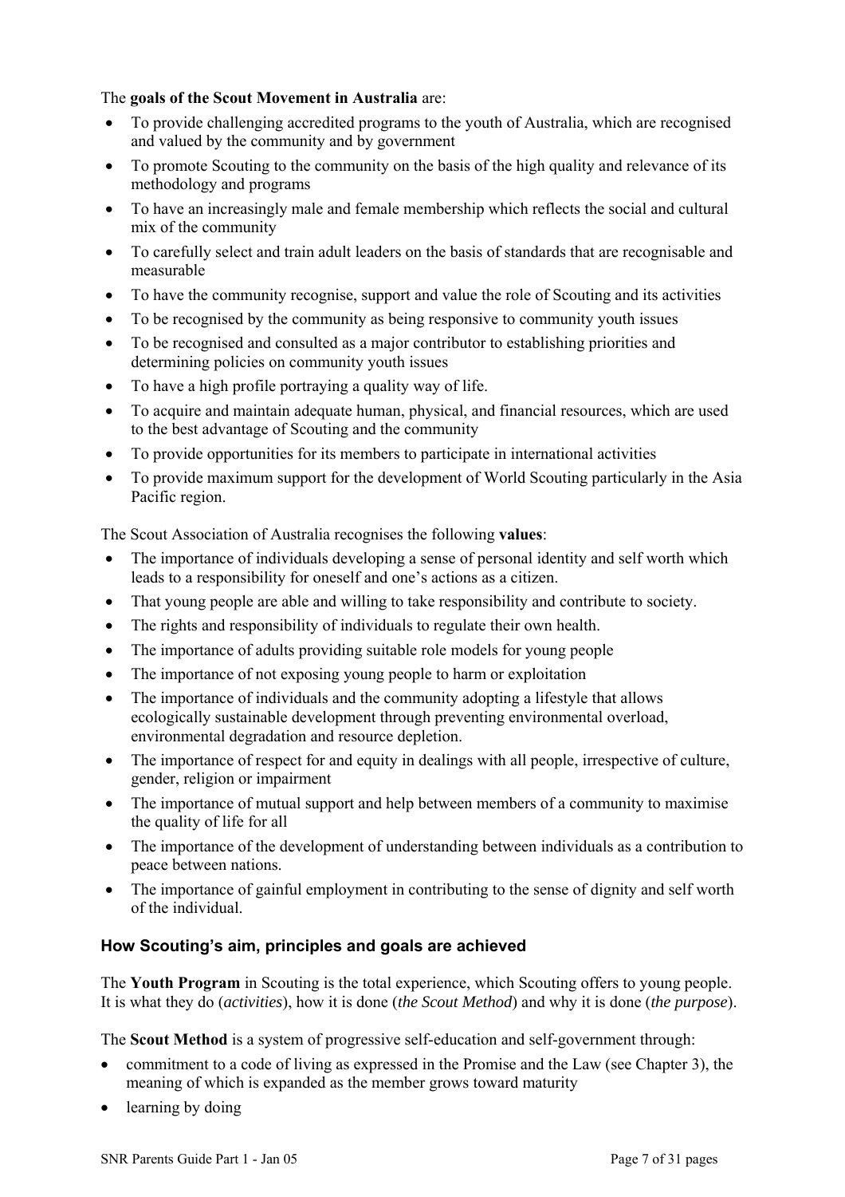The **goals of the Scout Movement in Australia** are:

- To provide challenging accredited programs to the youth of Australia, which are recognised and valued by the community and by government
- To promote Scouting to the community on the basis of the high quality and relevance of its methodology and programs
- To have an increasingly male and female membership which reflects the social and cultural mix of the community
- To carefully select and train adult leaders on the basis of standards that are recognisable and measurable
- To have the community recognise, support and value the role of Scouting and its activities
- To be recognised by the community as being responsive to community youth issues
- To be recognised and consulted as a major contributor to establishing priorities and determining policies on community youth issues
- To have a high profile portraying a quality way of life.
- To acquire and maintain adequate human, physical, and financial resources, which are used to the best advantage of Scouting and the community
- To provide opportunities for its members to participate in international activities
- To provide maximum support for the development of World Scouting particularly in the Asia Pacific region.

The Scout Association of Australia recognises the following **values**:

- The importance of individuals developing a sense of personal identity and self worth which leads to a responsibility for oneself and one's actions as a citizen.
- That young people are able and willing to take responsibility and contribute to society.
- The rights and responsibility of individuals to regulate their own health.
- The importance of adults providing suitable role models for young people
- The importance of not exposing young people to harm or exploitation
- The importance of individuals and the community adopting a lifestyle that allows ecologically sustainable development through preventing environmental overload, environmental degradation and resource depletion.
- The importance of respect for and equity in dealings with all people, irrespective of culture, gender, religion or impairment
- The importance of mutual support and help between members of a community to maximise the quality of life for all
- The importance of the development of understanding between individuals as a contribution to peace between nations.
- The importance of gainful employment in contributing to the sense of dignity and self worth of the individual.

### How Scouting's aim, principles and goals are achieved

The **Youth Program** in Scouting is the total experience, which Scouting offers to young people. It is what they do (*activities*), how it is done (*the Scout Method*) and why it is done (*the purpose*).

The **Scout Method** is a system of progressive self-education and self-government through:

- commitment to a code of living as expressed in the Promise and the Law (see Chapter 3), the meaning of which is expanded as the member grows toward maturity
- learning by doing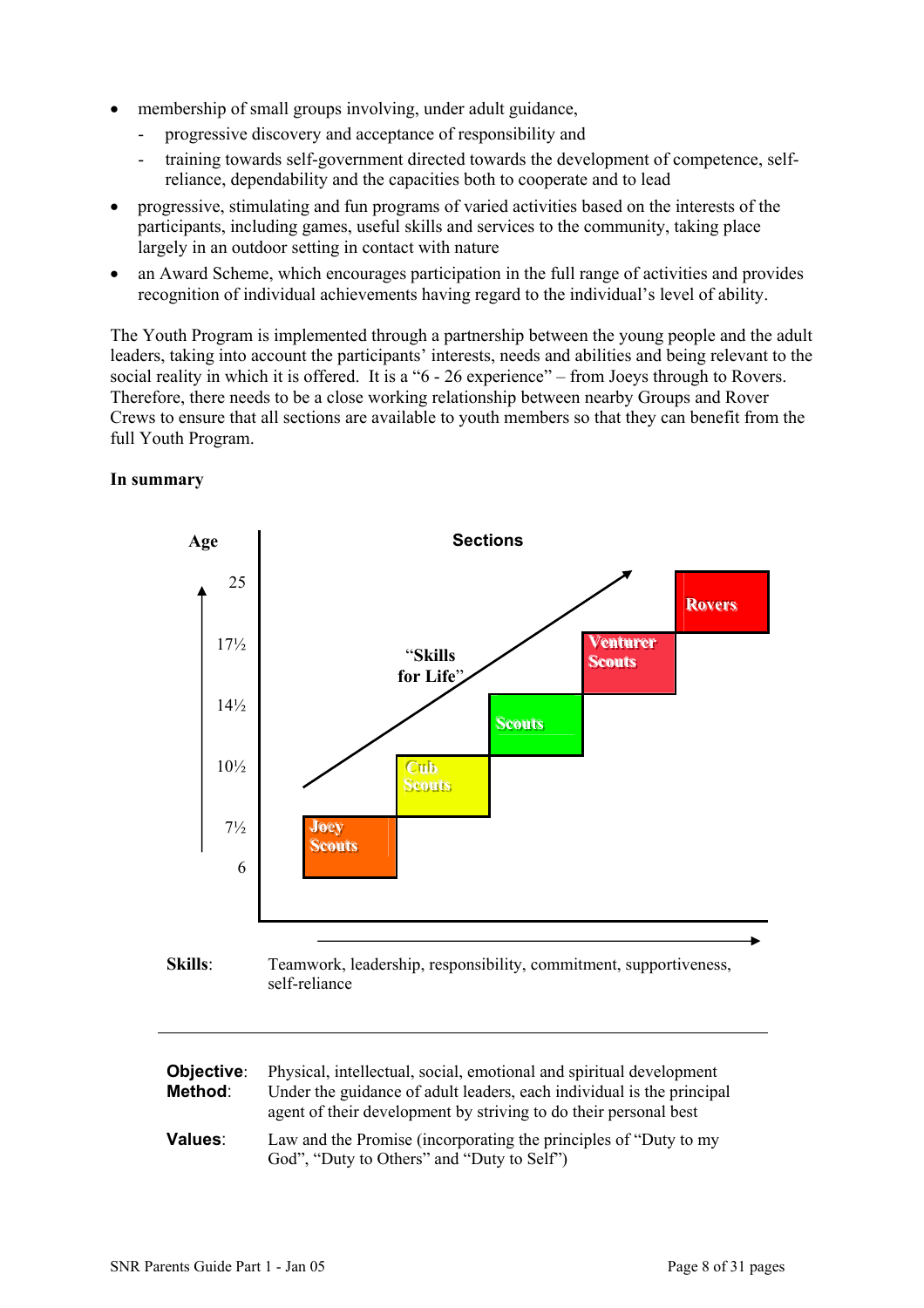- membership of small groups involving, under adult guidance,
  - progressive discovery and acceptance of responsibility and
  - training towards self-government directed towards the development of competence, self-reliance, dependability and the capacities both to cooperate and to lead
- progressive, stimulating and fun programs of varied activities based on the interests of the participants, including games, useful skills and services to the community, taking place largely in an outdoor setting in contact with nature
- an Award Scheme, which encourages participation in the full range of activities and provides recognition of individual achievements having regard to the individual's level of ability.

The Youth Program is implemented through a partnership between the young people and the adult leaders, taking into account the participants' interests, needs and abilities and being relevant to the social reality in which it is offered. It is a "6 - 26 experience" – from Joeys through to Rovers. Therefore, there needs to be a close working relationship between nearby Groups and Rover Crews to ensure that all sections are available to youth members so that they can benefit from the full Youth Program.

**In summary**

| Age | Sections |
|---|---|
| 6 – 7½ | Joey Scouts |
| 7½ – 10½ | Cub Scouts |
| 10½ – 14½ | Scouts |
| 14½ – 17½ | Venturer Scouts |
| 17½ – 25 | Rovers |

"Skills for Life"

**Skills**: Teamwork, leadership, responsibility, commitment, supportiveness, self-reliance

---

**Objective**: Physical, intellectual, social, emotional and spiritual development

**Method**: Under the guidance of adult leaders, each individual is the principal agent of their development by striving to do their personal best

**Values**: Law and the Promise (incorporating the principles of "Duty to my God", "Duty to Others" and "Duty to Self")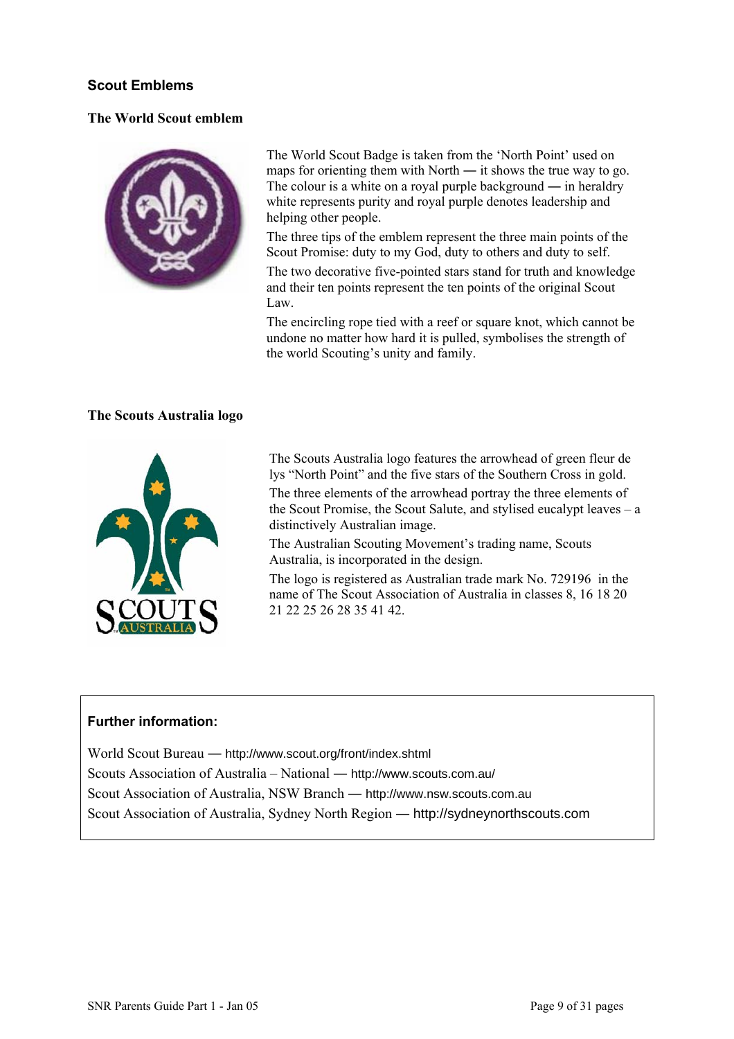## Scout Emblems

### The World Scout emblem

The World Scout Badge is taken from the 'North Point' used on maps for orienting them with North — it shows the true way to go. The colour is a white on a royal purple background — in heraldry white represents purity and royal purple denotes leadership and helping other people.

The three tips of the emblem represent the three main points of the Scout Promise: duty to my God, duty to others and duty to self.

The two decorative five-pointed stars stand for truth and knowledge and their ten points represent the ten points of the original Scout Law.

The encircling rope tied with a reef or square knot, which cannot be undone no matter how hard it is pulled, symbolises the strength of the world Scouting's unity and family.

### The Scouts Australia logo

The Scouts Australia logo features the arrowhead of green fleur de lys "North Point" and the five stars of the Southern Cross in gold.

The three elements of the arrowhead portray the three elements of the Scout Promise, the Scout Salute, and stylised eucalypt leaves – a distinctively Australian image.

The Australian Scouting Movement's trading name, Scouts Australia, is incorporated in the design.

The logo is registered as Australian trade mark No. 729196 in the name of The Scout Association of Australia in classes 8, 16 18 20 21 22 25 26 28 35 41 42.

**Further information:**

World Scout Bureau — http://www.scout.org/front/index.shtml

Scouts Association of Australia – National — http://www.scouts.com.au/

Scout Association of Australia, NSW Branch — http://www.nsw.scouts.com.au

Scout Association of Australia, Sydney North Region — http://sydneynorthscouts.com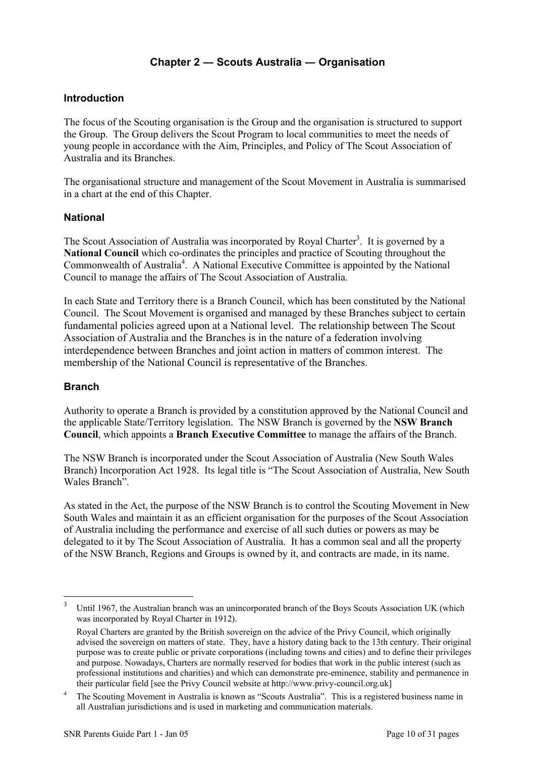## Chapter 2 — Scouts Australia — Organisation

### Introduction

The focus of the Scouting organisation is the Group and the organisation is structured to support the Group. The Group delivers the Scout Program to local communities to meet the needs of young people in accordance with the Aim, Principles, and Policy of The Scout Association of Australia and its Branches.

The organisational structure and management of the Scout Movement in Australia is summarised in a chart at the end of this Chapter.

### National

The Scout Association of Australia was incorporated by Royal Charter[3]. It is governed by a **National Council** which co-ordinates the principles and practice of Scouting throughout the Commonwealth of Australia[4]. A National Executive Committee is appointed by the National Council to manage the affairs of The Scout Association of Australia.

In each State and Territory there is a Branch Council, which has been constituted by the National Council. The Scout Movement is organised and managed by these Branches subject to certain fundamental policies agreed upon at a National level. The relationship between The Scout Association of Australia and the Branches is in the nature of a federation involving interdependence between Branches and joint action in matters of common interest. The membership of the National Council is representative of the Branches.

### Branch

Authority to operate a Branch is provided by a constitution approved by the National Council and the applicable State/Territory legislation. The NSW Branch is governed by the **NSW Branch Council**, which appoints a **Branch Executive Committee** to manage the affairs of the Branch.

The NSW Branch is incorporated under the Scout Association of Australia (New South Wales Branch) Incorporation Act 1928. Its legal title is "The Scout Association of Australia, New South Wales Branch".

As stated in the Act, the purpose of the NSW Branch is to control the Scouting Movement in New South Wales and maintain it as an efficient organisation for the purposes of the Scout Association of Australia including the performance and exercise of all such duties or powers as may be delegated to it by The Scout Association of Australia. It has a common seal and all the property of the NSW Branch, Regions and Groups is owned by it, and contracts are made, in its name.

---

[3] Until 1967, the Australian branch was an unincorporated branch of the Boys Scouts Association UK (which was incorporated by Royal Charter in 1912).

Royal Charters are granted by the British sovereign on the advice of the Privy Council, which originally advised the sovereign on matters of state. They, have a history dating back to the 13th century. Their original purpose was to create public or private corporations (including towns and cities) and to define their privileges and purpose. Nowadays, Charters are normally reserved for bodies that work in the public interest (such as professional institutions and charities) and which can demonstrate pre-eminence, stability and permanence in their particular field [see the Privy Council website at http://www.privy-council.org.uk]

[4] The Scouting Movement in Australia is known as "Scouts Australia". This is a registered business name in all Australian jurisdictions and is used in marketing and communication materials.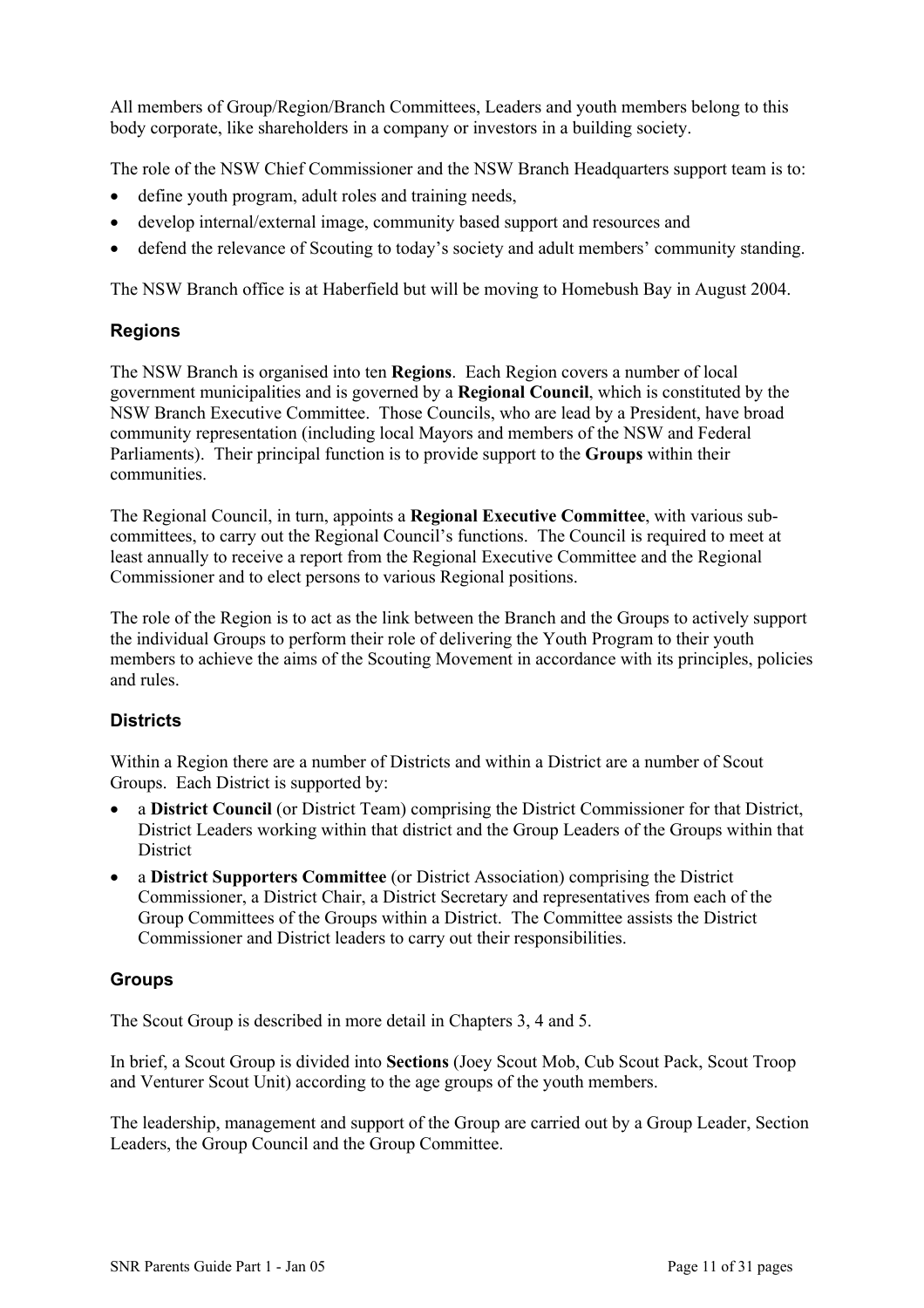All members of Group/Region/Branch Committees, Leaders and youth members belong to this body corporate, like shareholders in a company or investors in a building society.

The role of the NSW Chief Commissioner and the NSW Branch Headquarters support team is to:

- define youth program, adult roles and training needs,
- develop internal/external image, community based support and resources and
- defend the relevance of Scouting to today's society and adult members' community standing.

The NSW Branch office is at Haberfield but will be moving to Homebush Bay in August 2004.

### Regions

The NSW Branch is organised into ten **Regions**. Each Region covers a number of local government municipalities and is governed by a **Regional Council**, which is constituted by the NSW Branch Executive Committee. Those Councils, who are lead by a President, have broad community representation (including local Mayors and members of the NSW and Federal Parliaments). Their principal function is to provide support to the **Groups** within their communities.

The Regional Council, in turn, appoints a **Regional Executive Committee**, with various sub-committees, to carry out the Regional Council's functions. The Council is required to meet at least annually to receive a report from the Regional Executive Committee and the Regional Commissioner and to elect persons to various Regional positions.

The role of the Region is to act as the link between the Branch and the Groups to actively support the individual Groups to perform their role of delivering the Youth Program to their youth members to achieve the aims of the Scouting Movement in accordance with its principles, policies and rules.

### Districts

Within a Region there are a number of Districts and within a District are a number of Scout Groups. Each District is supported by:

- a **District Council** (or District Team) comprising the District Commissioner for that District, District Leaders working within that district and the Group Leaders of the Groups within that District
- a **District Supporters Committee** (or District Association) comprising the District Commissioner, a District Chair, a District Secretary and representatives from each of the Group Committees of the Groups within a District. The Committee assists the District Commissioner and District leaders to carry out their responsibilities.

### Groups

The Scout Group is described in more detail in Chapters 3, 4 and 5.

In brief, a Scout Group is divided into **Sections** (Joey Scout Mob, Cub Scout Pack, Scout Troop and Venturer Scout Unit) according to the age groups of the youth members.

The leadership, management and support of the Group are carried out by a Group Leader, Section Leaders, the Group Council and the Group Committee.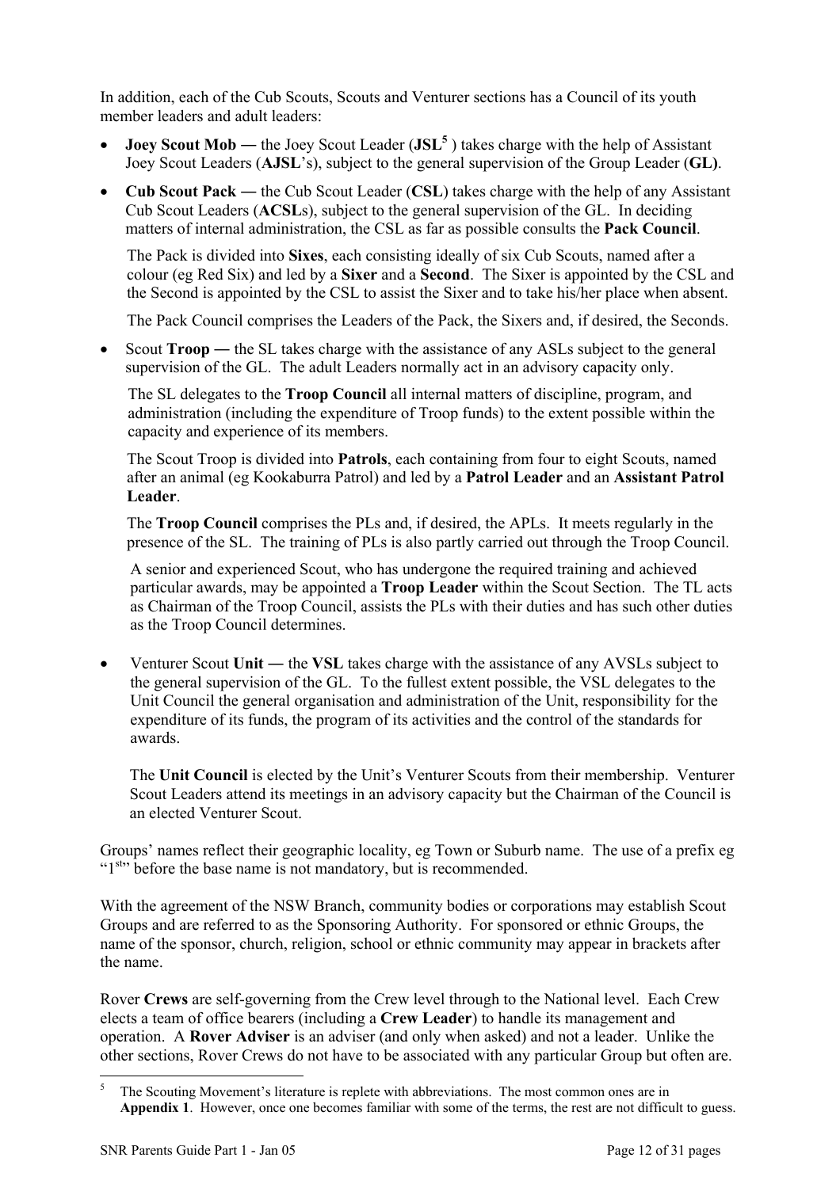In addition, each of the Cub Scouts, Scouts and Venturer sections has a Council of its youth member leaders and adult leaders:

- **Joey Scout Mob ―** the Joey Scout Leader (**JSL**[5] ) takes charge with the help of Assistant Joey Scout Leaders (**AJSL**'s), subject to the general supervision of the Group Leader (**GL)**.
- **Cub Scout Pack ―** the Cub Scout Leader (**CSL**) takes charge with the help of any Assistant Cub Scout Leaders (**ACSL**s), subject to the general supervision of the GL. In deciding matters of internal administration, the CSL as far as possible consults the **Pack Council**.

  The Pack is divided into **Sixes**, each consisting ideally of six Cub Scouts, named after a colour (eg Red Six) and led by a **Sixer** and a **Second**. The Sixer is appointed by the CSL and the Second is appointed by the CSL to assist the Sixer and to take his/her place when absent.

  The Pack Council comprises the Leaders of the Pack, the Sixers and, if desired, the Seconds.

- Scout **Troop ―** the SL takes charge with the assistance of any ASLs subject to the general supervision of the GL. The adult Leaders normally act in an advisory capacity only.

  The SL delegates to the **Troop Council** all internal matters of discipline, program, and administration (including the expenditure of Troop funds) to the extent possible within the capacity and experience of its members.

  The Scout Troop is divided into **Patrols**, each containing from four to eight Scouts, named after an animal (eg Kookaburra Patrol) and led by a **Patrol Leader** and an **Assistant Patrol Leader**.

  The **Troop Council** comprises the PLs and, if desired, the APLs. It meets regularly in the presence of the SL. The training of PLs is also partly carried out through the Troop Council.

  A senior and experienced Scout, who has undergone the required training and achieved particular awards, may be appointed a **Troop Leader** within the Scout Section. The TL acts as Chairman of the Troop Council, assists the PLs with their duties and has such other duties as the Troop Council determines.

- Venturer Scout **Unit ―** the **VSL** takes charge with the assistance of any AVSLs subject to the general supervision of the GL. To the fullest extent possible, the VSL delegates to the Unit Council the general organisation and administration of the Unit, responsibility for the expenditure of its funds, the program of its activities and the control of the standards for awards.

  The **Unit Council** is elected by the Unit's Venturer Scouts from their membership. Venturer Scout Leaders attend its meetings in an advisory capacity but the Chairman of the Council is an elected Venturer Scout.

Groups' names reflect their geographic locality, eg Town or Suburb name. The use of a prefix eg "1st" before the base name is not mandatory, but is recommended.

With the agreement of the NSW Branch, community bodies or corporations may establish Scout Groups and are referred to as the Sponsoring Authority. For sponsored or ethnic Groups, the name of the sponsor, church, religion, school or ethnic community may appear in brackets after the name.

Rover **Crews** are self-governing from the Crew level through to the National level. Each Crew elects a team of office bearers (including a **Crew Leader**) to handle its management and operation. A **Rover Adviser** is an adviser (and only when asked) and not a leader. Unlike the other sections, Rover Crews do not have to be associated with any particular Group but often are.

---

[5] The Scouting Movement's literature is replete with abbreviations. The most common ones are in **Appendix 1**. However, once one becomes familiar with some of the terms, the rest are not difficult to guess.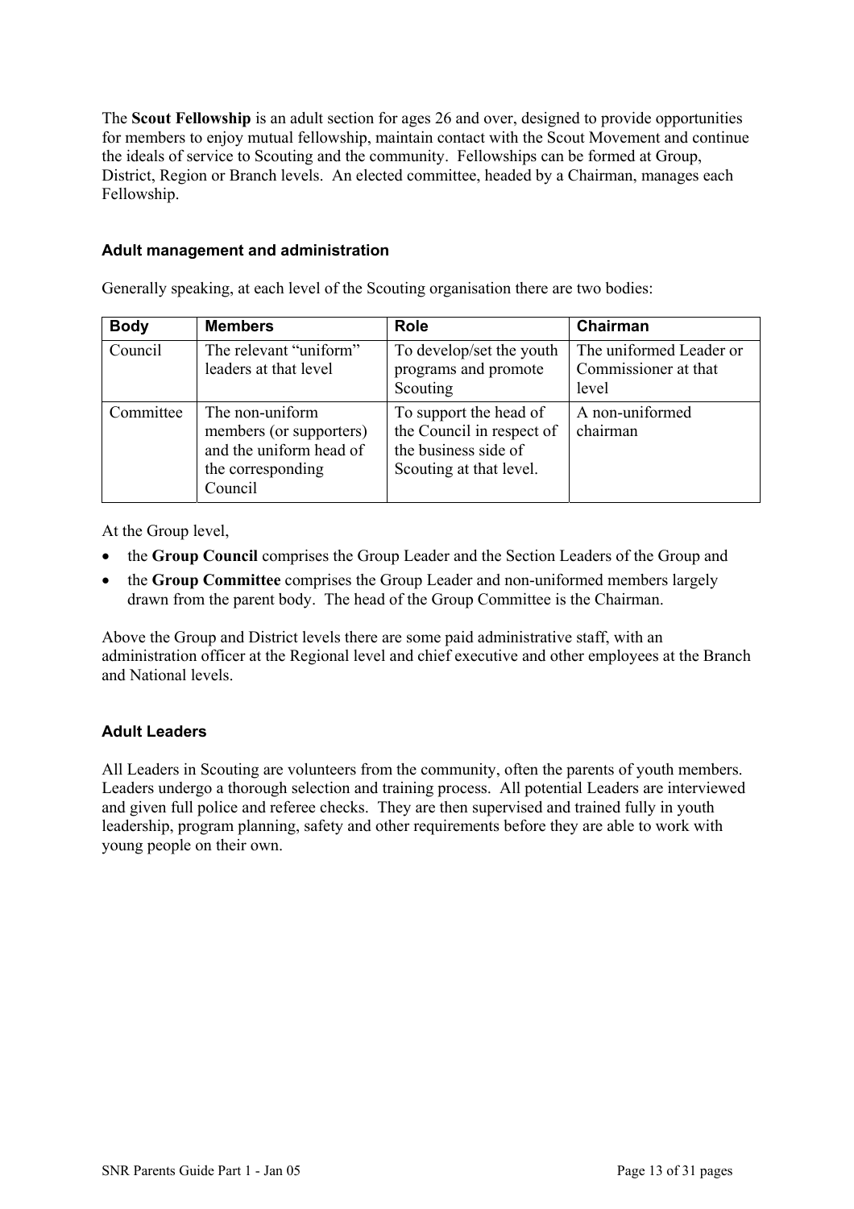The **Scout Fellowship** is an adult section for ages 26 and over, designed to provide opportunities for members to enjoy mutual fellowship, maintain contact with the Scout Movement and continue the ideals of service to Scouting and the community. Fellowships can be formed at Group, District, Region or Branch levels. An elected committee, headed by a Chairman, manages each Fellowship.

### Adult management and administration

Generally speaking, at each level of the Scouting organisation there are two bodies:

| Body | Members | Role | Chairman |
|---|---|---|---|
| Council | The relevant "uniform" leaders at that level | To develop/set the youth programs and promote Scouting | The uniformed Leader or Commissioner at that level |
| Committee | The non-uniform members (or supporters) and the uniform head of the corresponding Council | To support the head of the Council in respect of the business side of Scouting at that level. | A non-uniformed chairman |

At the Group level,

- the **Group Council** comprises the Group Leader and the Section Leaders of the Group and
- the **Group Committee** comprises the Group Leader and non-uniformed members largely drawn from the parent body. The head of the Group Committee is the Chairman.

Above the Group and District levels there are some paid administrative staff, with an administration officer at the Regional level and chief executive and other employees at the Branch and National levels.

### Adult Leaders

All Leaders in Scouting are volunteers from the community, often the parents of youth members. Leaders undergo a thorough selection and training process. All potential Leaders are interviewed and given full police and referee checks. They are then supervised and trained fully in youth leadership, program planning, safety and other requirements before they are able to work with young people on their own.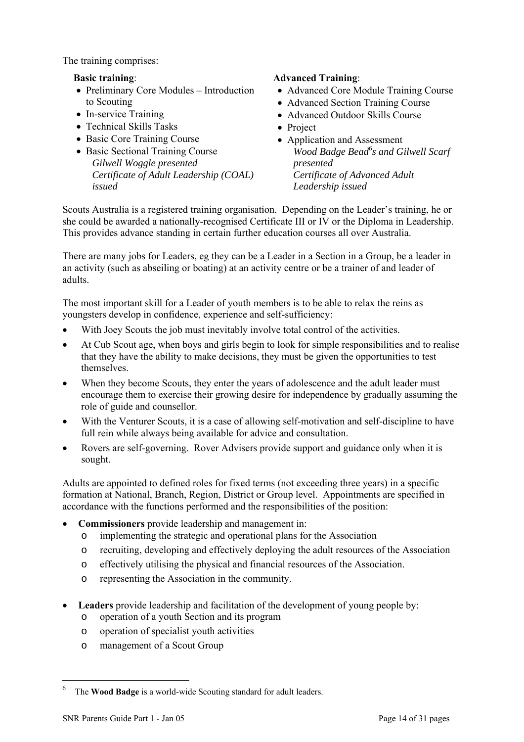The training comprises:

**Basic training**:

- Preliminary Core Modules – Introduction to Scouting
- In-service Training
- Technical Skills Tasks
- Basic Core Training Course
- Basic Sectional Training Course
  *Gilwell Woggle presented*
  *Certificate of Adult Leadership (COAL) issued*

**Advanced Training**:

- Advanced Core Module Training Course
- Advanced Section Training Course
- Advanced Outdoor Skills Course
- Project
- Application and Assessment
  *Wood Badge Bead[6]s and Gilwell Scarf presented*
  *Certificate of Advanced Adult Leadership issued*

Scouts Australia is a registered training organisation. Depending on the Leader's training, he or she could be awarded a nationally-recognised Certificate III or IV or the Diploma in Leadership. This provides advance standing in certain further education courses all over Australia.

There are many jobs for Leaders, eg they can be a Leader in a Section in a Group, be a leader in an activity (such as abseiling or boating) at an activity centre or be a trainer of and leader of adults.

The most important skill for a Leader of youth members is to be able to relax the reins as youngsters develop in confidence, experience and self-sufficiency:

- With Joey Scouts the job must inevitably involve total control of the activities.
- At Cub Scout age, when boys and girls begin to look for simple responsibilities and to realise that they have the ability to make decisions, they must be given the opportunities to test themselves.
- When they become Scouts, they enter the years of adolescence and the adult leader must encourage them to exercise their growing desire for independence by gradually assuming the role of guide and counsellor.
- With the Venturer Scouts, it is a case of allowing self-motivation and self-discipline to have full rein while always being available for advice and consultation.
- Rovers are self-governing. Rover Advisers provide support and guidance only when it is sought.

Adults are appointed to defined roles for fixed terms (not exceeding three years) in a specific formation at National, Branch, Region, District or Group level. Appointments are specified in accordance with the functions performed and the responsibilities of the position:

- **Commissioners** provide leadership and management in:
  - implementing the strategic and operational plans for the Association
  - recruiting, developing and effectively deploying the adult resources of the Association
  - effectively utilising the physical and financial resources of the Association.
  - representing the Association in the community.

- **Leaders** provide leadership and facilitation of the development of young people by:
  - operation of a youth Section and its program
  - operation of specialist youth activities
  - management of a Scout Group

[6] The **Wood Badge** is a world-wide Scouting standard for adult leaders.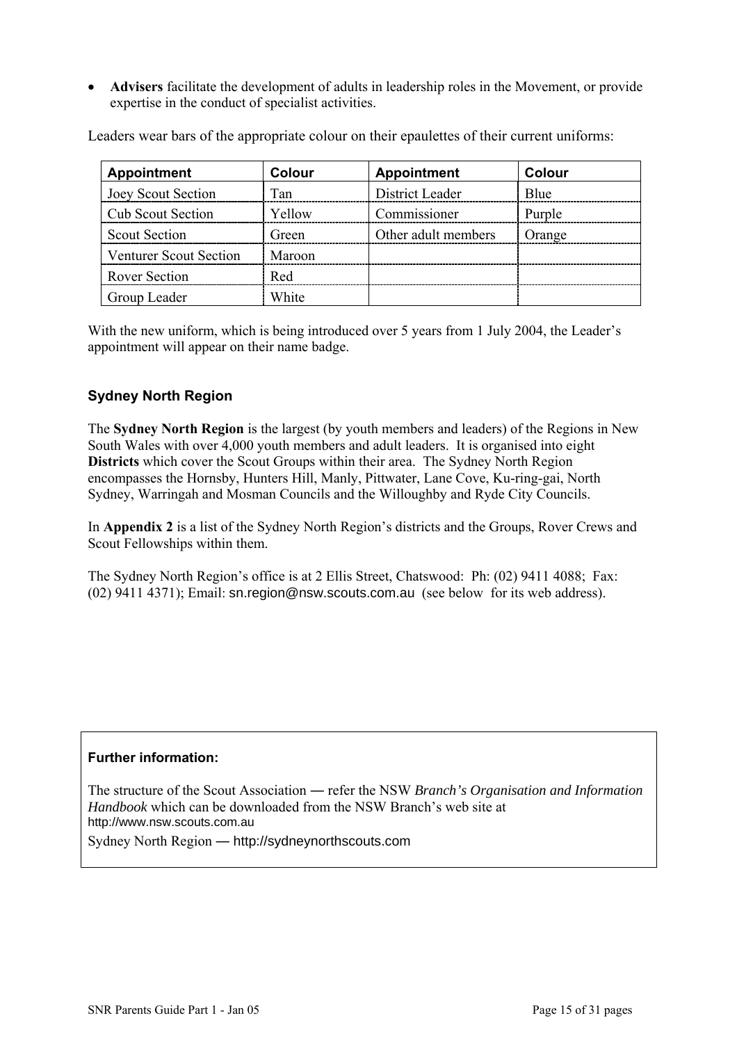- **Advisers** facilitate the development of adults in leadership roles in the Movement, or provide expertise in the conduct of specialist activities.

Leaders wear bars of the appropriate colour on their epaulettes of their current uniforms:

| Appointment | Colour | Appointment | Colour |
|---|---|---|---|
| Joey Scout Section | Tan | District Leader | Blue |
| Cub Scout Section | Yellow | Commissioner | Purple |
| Scout Section | Green | Other adult members | Orange |
| Venturer Scout Section | Maroon | | |
| Rover Section | Red | | |
| Group Leader | White | | |

With the new uniform, which is being introduced over 5 years from 1 July 2004, the Leader's appointment will appear on their name badge.

### Sydney North Region

The **Sydney North Region** is the largest (by youth members and leaders) of the Regions in New South Wales with over 4,000 youth members and adult leaders. It is organised into eight **Districts** which cover the Scout Groups within their area. The Sydney North Region encompasses the Hornsby, Hunters Hill, Manly, Pittwater, Lane Cove, Ku-ring-gai, North Sydney, Warringah and Mosman Councils and the Willoughby and Ryde City Councils.

In **Appendix 2** is a list of the Sydney North Region's districts and the Groups, Rover Crews and Scout Fellowships within them.

The Sydney North Region's office is at 2 Ellis Street, Chatswood: Ph: (02) 9411 4088; Fax: (02) 9411 4371); Email: sn.region@nsw.scouts.com.au (see below for its web address).

**Further information:**

The structure of the Scout Association — refer the NSW *Branch's Organisation and Information Handbook* which can be downloaded from the NSW Branch's web site at http://www.nsw.scouts.com.au

Sydney North Region — http://sydneynorthscouts.com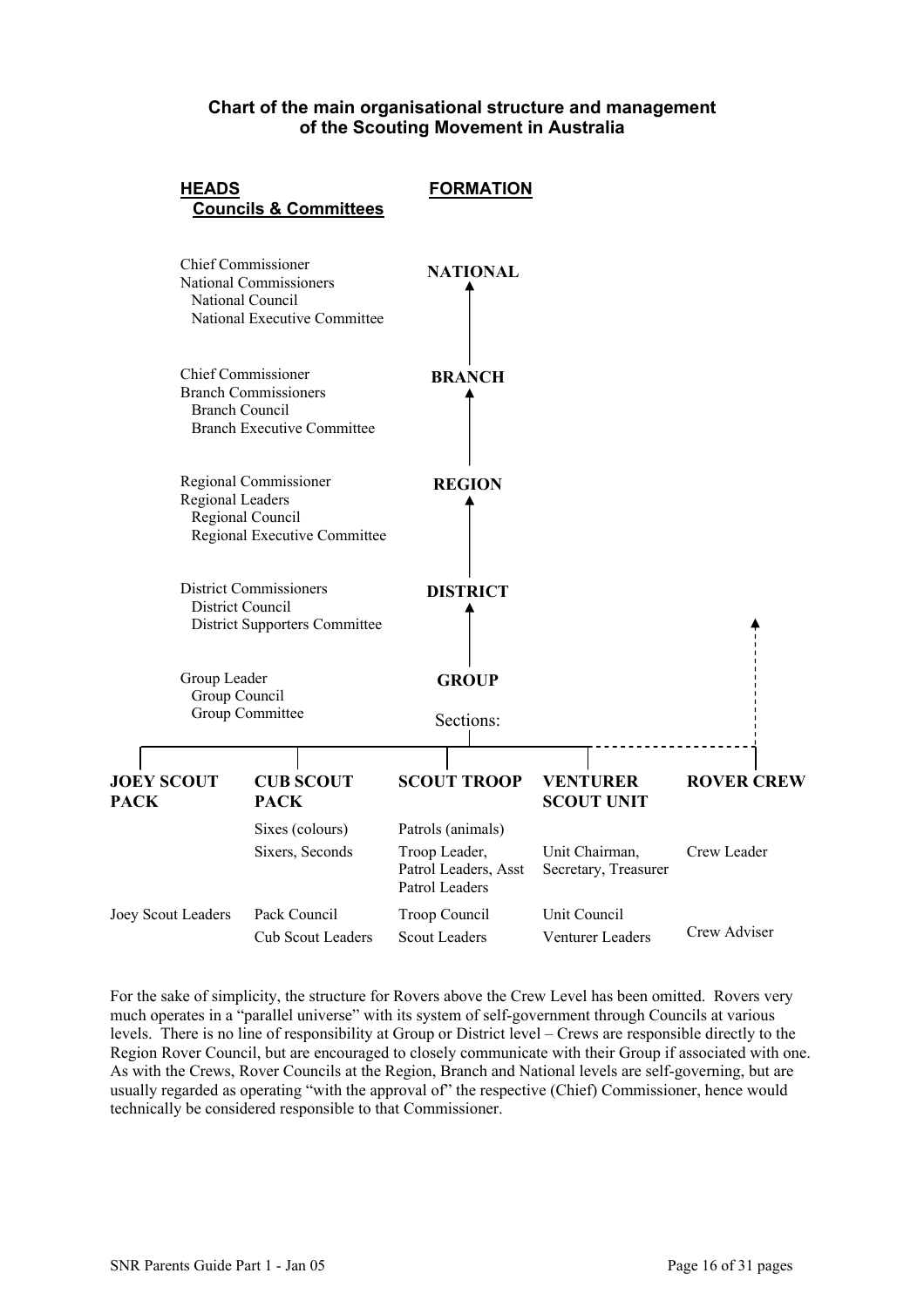## Chart of the main organisational structure and management of the Scouting Movement in Australia

| HEADS<br>Councils & Committees | FORMATION |
|---|---|
| Chief Commissioner<br>National Commissioners<br>National Council<br>National Executive Committee | NATIONAL |
| Chief Commissioner<br>Branch Commissioners<br>Branch Council<br>Branch Executive Committee | BRANCH |
| Regional Commissioner<br>Regional Leaders<br>Regional Council<br>Regional Executive Committee | REGION |
| District Commissioners<br>District Council<br>District Supporters Committee | DISTRICT |
| Group Leader<br>Group Council<br>Group Committee | GROUP |

Sections:

| JOEY SCOUT PACK | CUB SCOUT PACK | SCOUT TROOP | VENTURER SCOUT UNIT | ROVER CREW |
|---|---|---|---|---|
| | Sixes (colours) | Patrols (animals) | | |
| | Sixers, Seconds | Troop Leader, Patrol Leaders, Asst Patrol Leaders | Unit Chairman, Secretary, Treasurer | Crew Leader |
| Joey Scout Leaders | Pack Council | Troop Council | Unit Council | |
| | Cub Scout Leaders | Scout Leaders | Venturer Leaders | Crew Adviser |

For the sake of simplicity, the structure for Rovers above the Crew Level has been omitted. Rovers very much operates in a "parallel universe" with its system of self-government through Councils at various levels. There is no line of responsibility at Group or District level – Crews are responsible directly to the Region Rover Council, but are encouraged to closely communicate with their Group if associated with one. As with the Crews, Rover Councils at the Region, Branch and National levels are self-governing, but are usually regarded as operating "with the approval of" the respective (Chief) Commissioner, hence would technically be considered responsible to that Commissioner.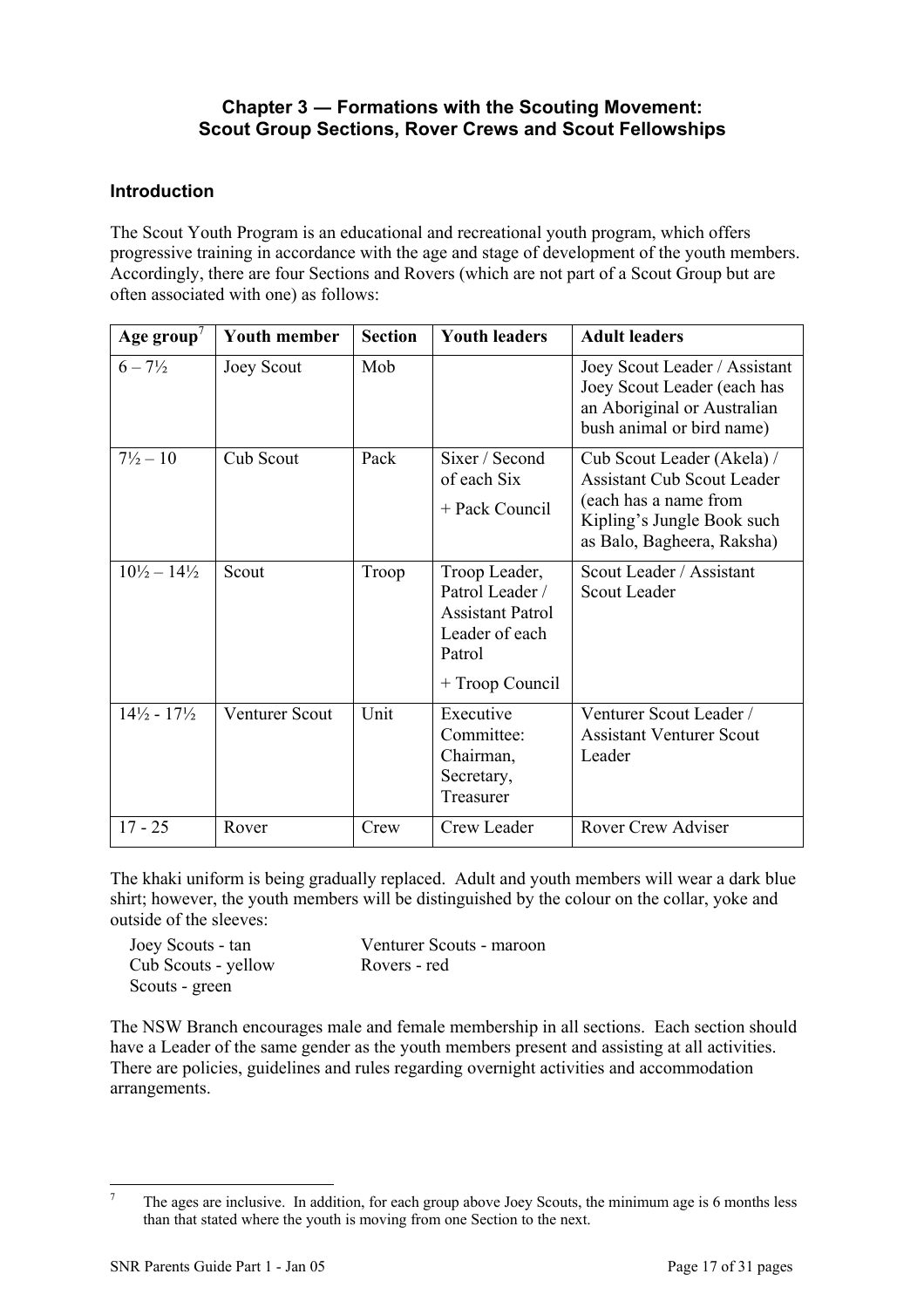### Chapter 3 — Formations with the Scouting Movement: Scout Group Sections, Rover Crews and Scout Fellowships

#### Introduction

The Scout Youth Program is an educational and recreational youth program, which offers progressive training in accordance with the age and stage of development of the youth members. Accordingly, there are four Sections and Rovers (which are not part of a Scout Group but are often associated with one) as follows:

| Age group[7] | Youth member | Section | Youth leaders | Adult leaders |
|---|---|---|---|---|
| 6 – 7½ | Joey Scout | Mob | | Joey Scout Leader / Assistant Joey Scout Leader (each has an Aboriginal or Australian bush animal or bird name) |
| 7½ – 10 | Cub Scout | Pack | Sixer / Second of each Six<br>+ Pack Council | Cub Scout Leader (Akela) / Assistant Cub Scout Leader (each has a name from Kipling's Jungle Book such as Balo, Bagheera, Raksha) |
| 10½ – 14½ | Scout | Troop | Troop Leader, Patrol Leader / Assistant Patrol Leader of each Patrol<br>+ Troop Council | Scout Leader / Assistant Scout Leader |
| 14½ - 17½ | Venturer Scout | Unit | Executive Committee: Chairman, Secretary, Treasurer | Venturer Scout Leader / Assistant Venturer Scout Leader |
| 17 - 25 | Rover | Crew | Crew Leader | Rover Crew Adviser |

The khaki uniform is being gradually replaced. Adult and youth members will wear a dark blue shirt; however, the youth members will be distinguished by the colour on the collar, yoke and outside of the sleeves:

- Joey Scouts - tan
- Cub Scouts - yellow
- Scouts - green
- Venturer Scouts - maroon
- Rovers - red

The NSW Branch encourages male and female membership in all sections. Each section should have a Leader of the same gender as the youth members present and assisting at all activities. There are policies, guidelines and rules regarding overnight activities and accommodation arrangements.

[7] The ages are inclusive. In addition, for each group above Joey Scouts, the minimum age is 6 months less than that stated where the youth is moving from one Section to the next.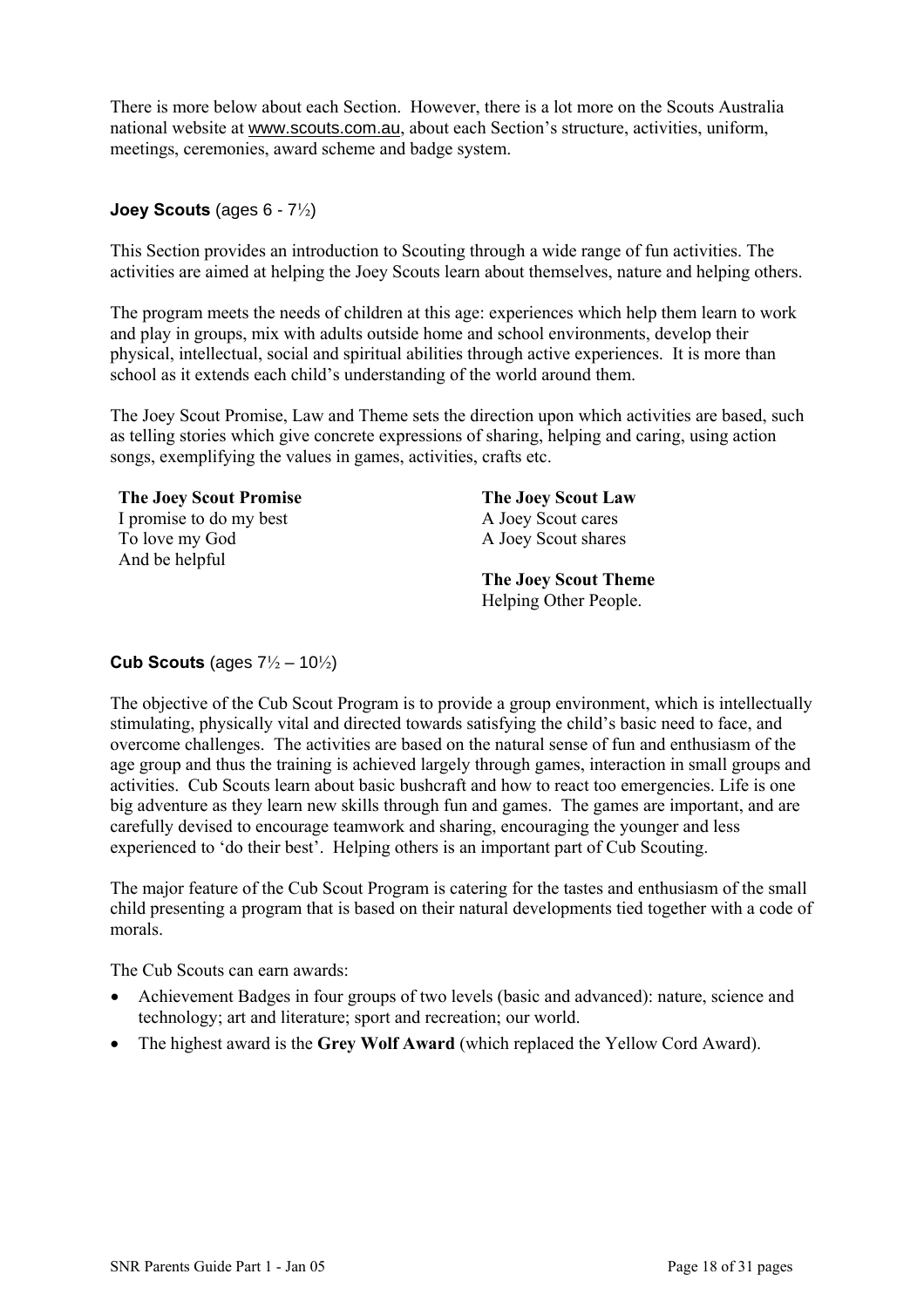There is more below about each Section. However, there is a lot more on the Scouts Australia national website at www.scouts.com.au, about each Section's structure, activities, uniform, meetings, ceremonies, award scheme and badge system.

### **Joey Scouts** (ages 6 - 7½)

This Section provides an introduction to Scouting through a wide range of fun activities. The activities are aimed at helping the Joey Scouts learn about themselves, nature and helping others.

The program meets the needs of children at this age: experiences which help them learn to work and play in groups, mix with adults outside home and school environments, develop their physical, intellectual, social and spiritual abilities through active experiences. It is more than school as it extends each child's understanding of the world around them.

The Joey Scout Promise, Law and Theme sets the direction upon which activities are based, such as telling stories which give concrete expressions of sharing, helping and caring, using action songs, exemplifying the values in games, activities, crafts etc.

**The Joey Scout Promise**
I promise to do my best
To love my God
And be helpful

**The Joey Scout Law**
A Joey Scout cares
A Joey Scout shares

**The Joey Scout Theme**
Helping Other People.

### **Cub Scouts** (ages 7½ – 10½)

The objective of the Cub Scout Program is to provide a group environment, which is intellectually stimulating, physically vital and directed towards satisfying the child's basic need to face, and overcome challenges. The activities are based on the natural sense of fun and enthusiasm of the age group and thus the training is achieved largely through games, interaction in small groups and activities. Cub Scouts learn about basic bushcraft and how to react too emergencies. Life is one big adventure as they learn new skills through fun and games. The games are important, and are carefully devised to encourage teamwork and sharing, encouraging the younger and less experienced to 'do their best'. Helping others is an important part of Cub Scouting.

The major feature of the Cub Scout Program is catering for the tastes and enthusiasm of the small child presenting a program that is based on their natural developments tied together with a code of morals.

The Cub Scouts can earn awards:

- Achievement Badges in four groups of two levels (basic and advanced): nature, science and technology; art and literature; sport and recreation; our world.
- The highest award is the **Grey Wolf Award** (which replaced the Yellow Cord Award).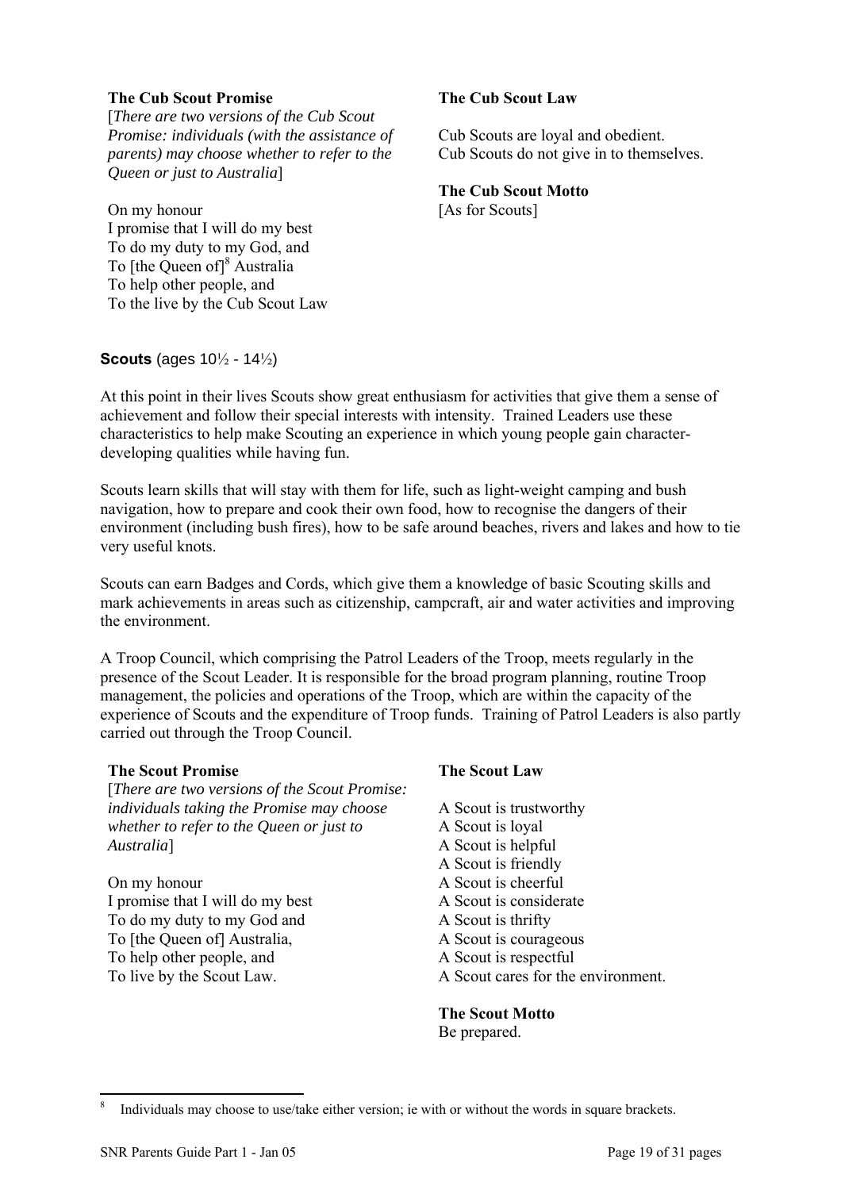**The Cub Scout Promise**

[*There are two versions of the Cub Scout Promise: individuals (with the assistance of parents) may choose whether to refer to the Queen or just to Australia*]

On my honour
I promise that I will do my best
To do my duty to my God, and
To [the Queen of][8] Australia
To help other people, and
To the live by the Cub Scout Law

**The Cub Scout Law**

Cub Scouts are loyal and obedient.
Cub Scouts do not give in to themselves.

**The Cub Scout Motto**

[As for Scouts]

**Scouts** (ages 10½ - 14½)

At this point in their lives Scouts show great enthusiasm for activities that give them a sense of achievement and follow their special interests with intensity. Trained Leaders use these characteristics to help make Scouting an experience in which young people gain character-developing qualities while having fun.

Scouts learn skills that will stay with them for life, such as light-weight camping and bush navigation, how to prepare and cook their own food, how to recognise the dangers of their environment (including bush fires), how to be safe around beaches, rivers and lakes and how to tie very useful knots.

Scouts can earn Badges and Cords, which give them a knowledge of basic Scouting skills and mark achievements in areas such as citizenship, campcraft, air and water activities and improving the environment.

A Troop Council, which comprising the Patrol Leaders of the Troop, meets regularly in the presence of the Scout Leader. It is responsible for the broad program planning, routine Troop management, the policies and operations of the Troop, which are within the capacity of the experience of Scouts and the expenditure of Troop funds. Training of Patrol Leaders is also partly carried out through the Troop Council.

**The Scout Promise**

[*There are two versions of the Scout Promise: individuals taking the Promise may choose whether to refer to the Queen or just to Australia*]

On my honour
I promise that I will do my best
To do my duty to my God and
To [the Queen of] Australia,
To help other people, and
To live by the Scout Law.

**The Scout Law**

A Scout is trustworthy
A Scout is loyal
A Scout is helpful
A Scout is friendly
A Scout is cheerful
A Scout is considerate
A Scout is thrifty
A Scout is courageous
A Scout is respectful
A Scout cares for the environment.

**The Scout Motto**

Be prepared.

---

[8] Individuals may choose to use/take either version; ie with or without the words in square brackets.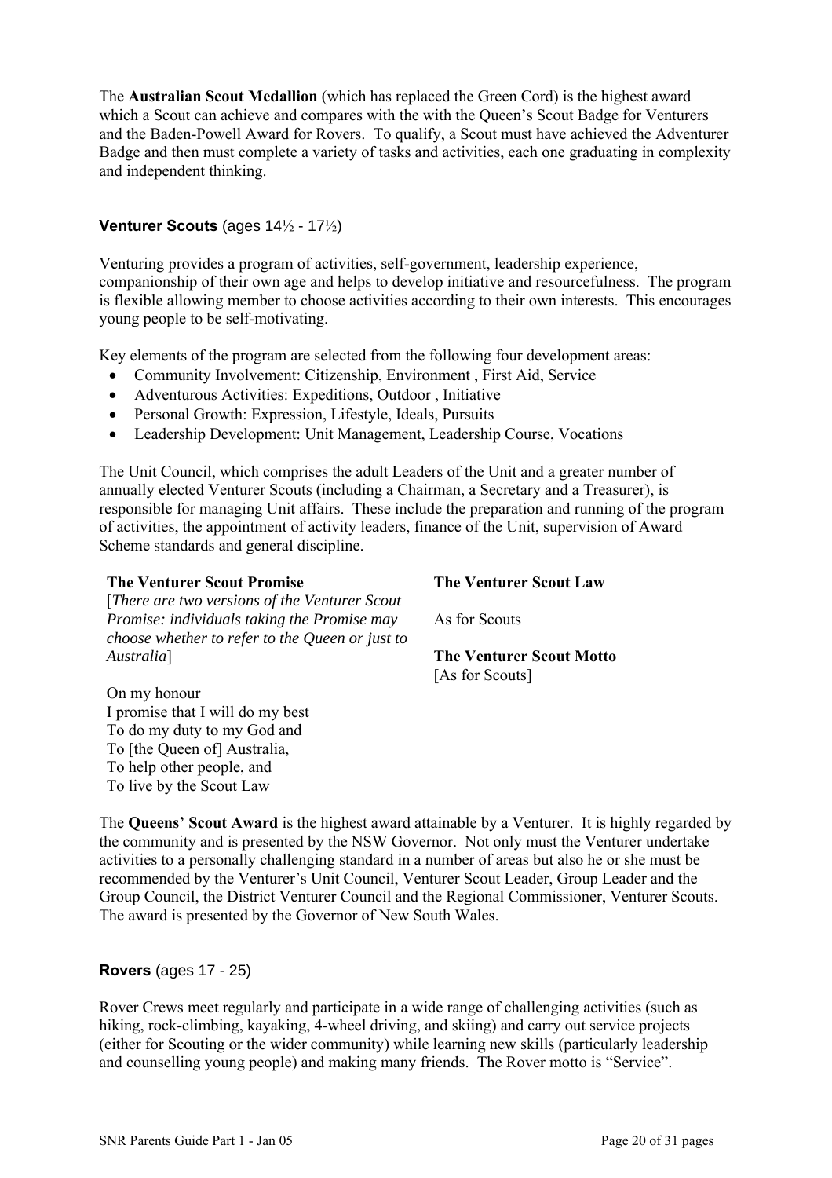The **Australian Scout Medallion** (which has replaced the Green Cord) is the highest award which a Scout can achieve and compares with the with the Queen's Scout Badge for Venturers and the Baden-Powell Award for Rovers. To qualify, a Scout must have achieved the Adventurer Badge and then must complete a variety of tasks and activities, each one graduating in complexity and independent thinking.

### **Venturer Scouts** (ages 14½ - 17½)

Venturing provides a program of activities, self-government, leadership experience, companionship of their own age and helps to develop initiative and resourcefulness. The program is flexible allowing member to choose activities according to their own interests. This encourages young people to be self-motivating.

Key elements of the program are selected from the following four development areas:

- Community Involvement: Citizenship, Environment , First Aid, Service
- Adventurous Activities: Expeditions, Outdoor , Initiative
- Personal Growth: Expression, Lifestyle, Ideals, Pursuits
- Leadership Development: Unit Management, Leadership Course, Vocations

The Unit Council, which comprises the adult Leaders of the Unit and a greater number of annually elected Venturer Scouts (including a Chairman, a Secretary and a Treasurer), is responsible for managing Unit affairs. These include the preparation and running of the program of activities, the appointment of activity leaders, finance of the Unit, supervision of Award Scheme standards and general discipline.

**The Venturer Scout Promise**
[*There are two versions of the Venturer Scout Promise: individuals taking the Promise may choose whether to refer to the Queen or just to Australia*]

On my honour
I promise that I will do my best
To do my duty to my God and
To [the Queen of] Australia,
To help other people, and
To live by the Scout Law

**The Venturer Scout Law**

As for Scouts

**The Venturer Scout Motto**
[As for Scouts]

The **Queens' Scout Award** is the highest award attainable by a Venturer. It is highly regarded by the community and is presented by the NSW Governor. Not only must the Venturer undertake activities to a personally challenging standard in a number of areas but also he or she must be recommended by the Venturer's Unit Council, Venturer Scout Leader, Group Leader and the Group Council, the District Venturer Council and the Regional Commissioner, Venturer Scouts. The award is presented by the Governor of New South Wales.

### **Rovers** (ages 17 - 25)

Rover Crews meet regularly and participate in a wide range of challenging activities (such as hiking, rock-climbing, kayaking, 4-wheel driving, and skiing) and carry out service projects (either for Scouting or the wider community) while learning new skills (particularly leadership and counselling young people) and making many friends. The Rover motto is "Service".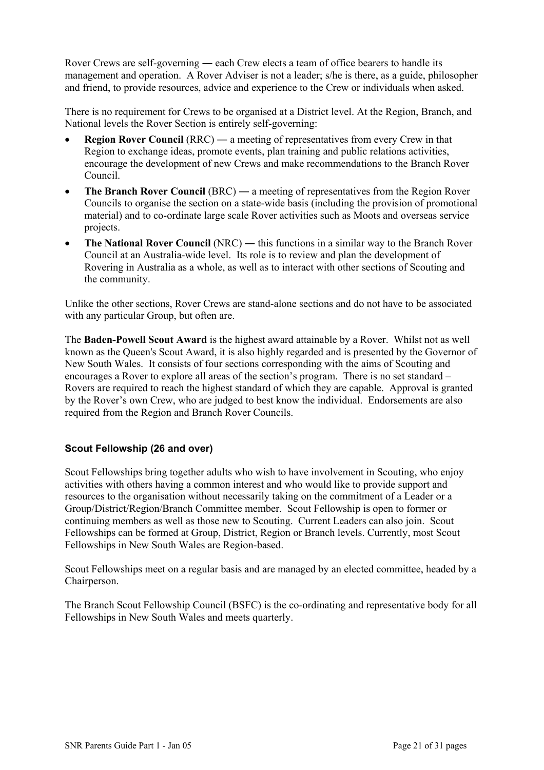Rover Crews are self-governing ― each Crew elects a team of office bearers to handle its management and operation. A Rover Adviser is not a leader; s/he is there, as a guide, philosopher and friend, to provide resources, advice and experience to the Crew or individuals when asked.

There is no requirement for Crews to be organised at a District level. At the Region, Branch, and National levels the Rover Section is entirely self-governing:

- **Region Rover Council** (RRC) ― a meeting of representatives from every Crew in that Region to exchange ideas, promote events, plan training and public relations activities, encourage the development of new Crews and make recommendations to the Branch Rover Council.
- **The Branch Rover Council** (BRC) ― a meeting of representatives from the Region Rover Councils to organise the section on a state-wide basis (including the provision of promotional material) and to co-ordinate large scale Rover activities such as Moots and overseas service projects.
- **The National Rover Council** (NRC) ― this functions in a similar way to the Branch Rover Council at an Australia-wide level. Its role is to review and plan the development of Rovering in Australia as a whole, as well as to interact with other sections of Scouting and the community.

Unlike the other sections, Rover Crews are stand-alone sections and do not have to be associated with any particular Group, but often are.

The **Baden-Powell Scout Award** is the highest award attainable by a Rover. Whilst not as well known as the Queen's Scout Award, it is also highly regarded and is presented by the Governor of New South Wales. It consists of four sections corresponding with the aims of Scouting and encourages a Rover to explore all areas of the section's program. There is no set standard – Rovers are required to reach the highest standard of which they are capable. Approval is granted by the Rover's own Crew, who are judged to best know the individual. Endorsements are also required from the Region and Branch Rover Councils.

### Scout Fellowship (26 and over)

Scout Fellowships bring together adults who wish to have involvement in Scouting, who enjoy activities with others having a common interest and who would like to provide support and resources to the organisation without necessarily taking on the commitment of a Leader or a Group/District/Region/Branch Committee member. Scout Fellowship is open to former or continuing members as well as those new to Scouting. Current Leaders can also join. Scout Fellowships can be formed at Group, District, Region or Branch levels. Currently, most Scout Fellowships in New South Wales are Region-based.

Scout Fellowships meet on a regular basis and are managed by an elected committee, headed by a Chairperson.

The Branch Scout Fellowship Council (BSFC) is the co-ordinating and representative body for all Fellowships in New South Wales and meets quarterly.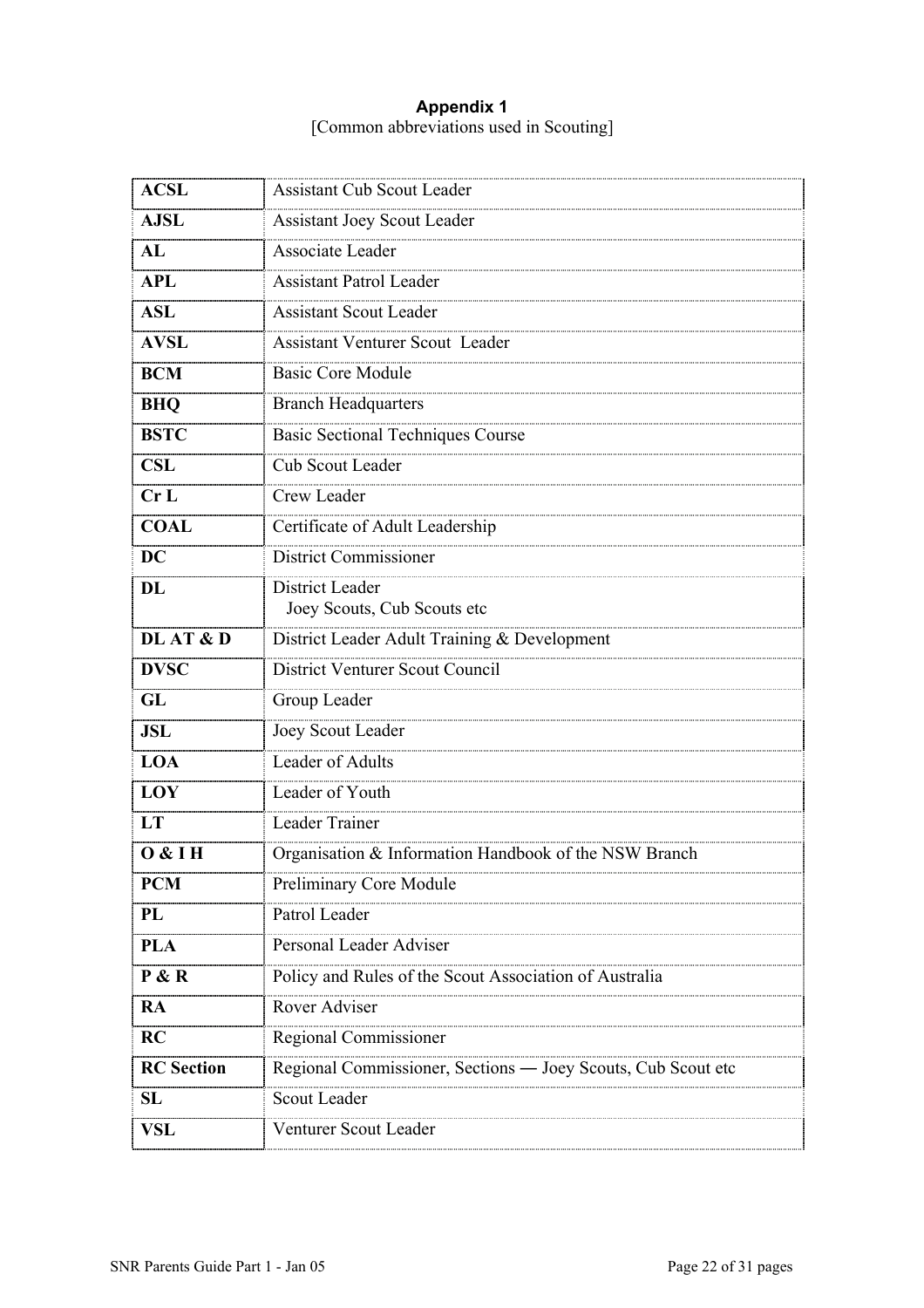# Appendix 1

[Common abbreviations used in Scouting]

| | |
|---|---|
| **ACSL** | Assistant Cub Scout Leader |
| **AJSL** | Assistant Joey Scout Leader |
| **AL** | Associate Leader |
| **APL** | Assistant Patrol Leader |
| **ASL** | Assistant Scout Leader |
| **AVSL** | Assistant Venturer Scout Leader |
| **BCM** | Basic Core Module |
| **BHQ** | Branch Headquarters |
| **BSTC** | Basic Sectional Techniques Course |
| **CSL** | Cub Scout Leader |
| **Cr L** | Crew Leader |
| **COAL** | Certificate of Adult Leadership |
| **DC** | District Commissioner |
| **DL** | District Leader<br>Joey Scouts, Cub Scouts etc |
| **DL AT & D** | District Leader Adult Training & Development |
| **DVSC** | District Venturer Scout Council |
| **GL** | Group Leader |
| **JSL** | Joey Scout Leader |
| **LOA** | Leader of Adults |
| **LOY** | Leader of Youth |
| **LT** | Leader Trainer |
| **O & I H** | Organisation & Information Handbook of the NSW Branch |
| **PCM** | Preliminary Core Module |
| **PL** | Patrol Leader |
| **PLA** | Personal Leader Adviser |
| **P & R** | Policy and Rules of the Scout Association of Australia |
| **RA** | Rover Adviser |
| **RC** | Regional Commissioner |
| **RC Section** | Regional Commissioner, Sections — Joey Scouts, Cub Scout etc |
| **SL** | Scout Leader |
| **VSL** | Venturer Scout Leader |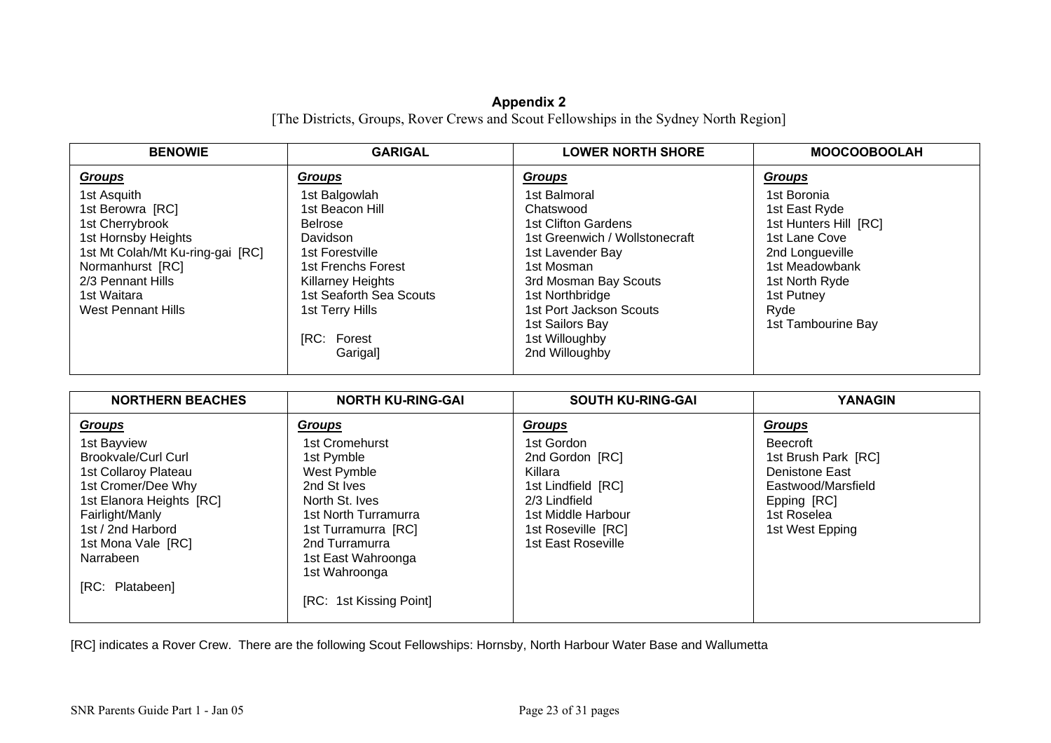## Appendix 2

[The Districts, Groups, Rover Crews and Scout Fellowships in the Sydney North Region]

| BENOWIE | GARIGAL | LOWER NORTH SHORE | MOOCOOBOOLAH |
|---|---|---|---|
| ***Groups*** | ***Groups*** | ***Groups*** | ***Groups*** |
| 1st Asquith | 1st Balgowlah | 1st Balmoral | 1st Boronia |
| 1st Berowra [RC] | 1st Beacon Hill | Chatswood | 1st East Ryde |
| 1st Cherrybrook | Belrose | 1st Clifton Gardens | 1st Hunters Hill [RC] |
| 1st Hornsby Heights | Davidson | 1st Greenwich / Wollstonecraft | 1st Lane Cove |
| 1st Mt Colah/Mt Ku-ring-gai [RC] | 1st Forestville | 1st Lavender Bay | 2nd Longueville |
| Normanhurst [RC] | 1st Frenchs Forest | 1st Mosman | 1st Meadowbank |
| 2/3 Pennant Hills | Killarney Heights | 3rd Mosman Bay Scouts | 1st North Ryde |
| 1st Waitara | 1st Seaforth Sea Scouts | 1st Northbridge | 1st Putney |
| West Pennant Hills | 1st Terry Hills | 1st Port Jackson Scouts | Ryde |
| | | 1st Sailors Bay | 1st Tambourine Bay |
| | [RC: Forest Garigal] | 1st Willoughby | |
| | | 2nd Willoughby | |

| NORTHERN BEACHES | NORTH KU-RING-GAI | SOUTH KU-RING-GAI | YANAGIN |
|---|---|---|---|
| ***Groups*** | ***Groups*** | ***Groups*** | ***Groups*** |
| 1st Bayview | 1st Cromehurst | 1st Gordon | Beecroft |
| Brookvale/Curl Curl | 1st Pymble | 2nd Gordon [RC] | 1st Brush Park [RC] |
| 1st Collaroy Plateau | West Pymble | Killara | Denistone East |
| 1st Cromer/Dee Why | 2nd St Ives | 1st Lindfield [RC] | Eastwood/Marsfield |
| 1st Elanora Heights [RC] | North St. Ives | 2/3 Lindfield | Epping [RC] |
| Fairlight/Manly | 1st North Turramurra | 1st Middle Harbour | 1st Roselea |
| 1st / 2nd Harbord | 1st Turramurra [RC] | 1st Roseville [RC] | 1st West Epping |
| 1st Mona Vale [RC] | 2nd Turramurra | 1st East Roseville | |
| Narrabeen | 1st East Wahroonga | | |
| | 1st Wahroonga | | |
| [RC: Platabeen] | | | |
| | [RC: 1st Kissing Point] | | |

[RC] indicates a Rover Crew. There are the following Scout Fellowships: Hornsby, North Harbour Water Base and Wallumetta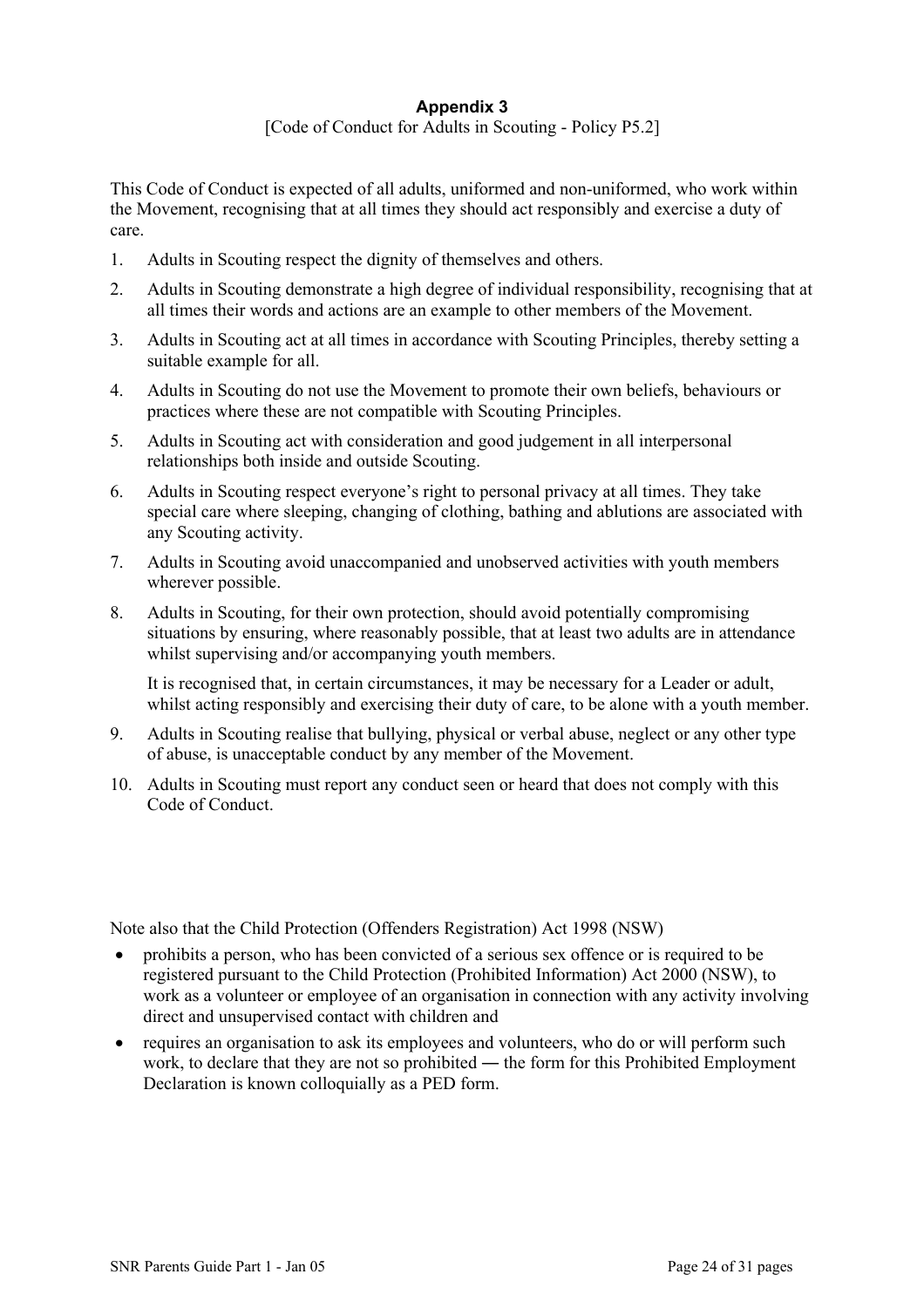## Appendix 3

[Code of Conduct for Adults in Scouting - Policy P5.2]

This Code of Conduct is expected of all adults, uniformed and non-uniformed, who work within the Movement, recognising that at all times they should act responsibly and exercise a duty of care.

1. Adults in Scouting respect the dignity of themselves and others.
2. Adults in Scouting demonstrate a high degree of individual responsibility, recognising that at all times their words and actions are an example to other members of the Movement.
3. Adults in Scouting act at all times in accordance with Scouting Principles, thereby setting a suitable example for all.
4. Adults in Scouting do not use the Movement to promote their own beliefs, behaviours or practices where these are not compatible with Scouting Principles.
5. Adults in Scouting act with consideration and good judgement in all interpersonal relationships both inside and outside Scouting.
6. Adults in Scouting respect everyone's right to personal privacy at all times. They take special care where sleeping, changing of clothing, bathing and ablutions are associated with any Scouting activity.
7. Adults in Scouting avoid unaccompanied and unobserved activities with youth members wherever possible.
8. Adults in Scouting, for their own protection, should avoid potentially compromising situations by ensuring, where reasonably possible, that at least two adults are in attendance whilst supervising and/or accompanying youth members.

   It is recognised that, in certain circumstances, it may be necessary for a Leader or adult, whilst acting responsibly and exercising their duty of care, to be alone with a youth member.
9. Adults in Scouting realise that bullying, physical or verbal abuse, neglect or any other type of abuse, is unacceptable conduct by any member of the Movement.
10. Adults in Scouting must report any conduct seen or heard that does not comply with this Code of Conduct.

Note also that the Child Protection (Offenders Registration) Act 1998 (NSW)

- prohibits a person, who has been convicted of a serious sex offence or is required to be registered pursuant to the Child Protection (Prohibited Information) Act 2000 (NSW), to work as a volunteer or employee of an organisation in connection with any activity involving direct and unsupervised contact with children and
- requires an organisation to ask its employees and volunteers, who do or will perform such work, to declare that they are not so prohibited ― the form for this Prohibited Employment Declaration is known colloquially as a PED form.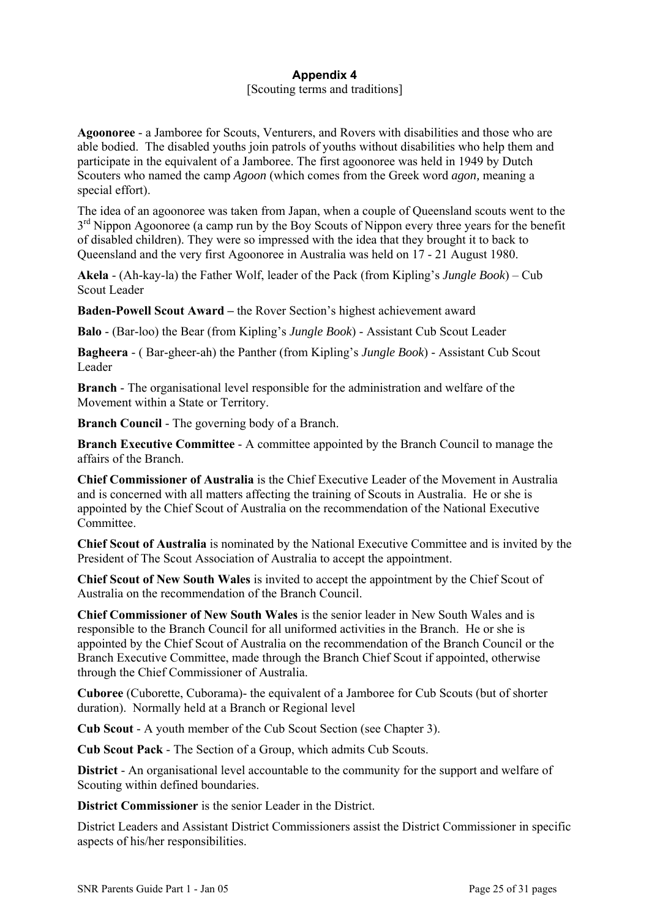**Appendix 4**

[Scouting terms and traditions]

**Agoonoree** - a Jamboree for Scouts, Venturers, and Rovers with disabilities and those who are able bodied. The disabled youths join patrols of youths without disabilities who help them and participate in the equivalent of a Jamboree. The first agoonoree was held in 1949 by Dutch Scouters who named the camp *Agoon* (which comes from the Greek word *agon,* meaning a special effort).

The idea of an agoonoree was taken from Japan, when a couple of Queensland scouts went to the 3rd Nippon Agoonoree (a camp run by the Boy Scouts of Nippon every three years for the benefit of disabled children). They were so impressed with the idea that they brought it to back to Queensland and the very first Agoonoree in Australia was held on 17 - 21 August 1980.

**Akela** - (Ah-kay-la) the Father Wolf, leader of the Pack (from Kipling's *Jungle Book*) – Cub Scout Leader

**Baden-Powell Scout Award –** the Rover Section's highest achievement award

**Balo** - (Bar-loo) the Bear (from Kipling's *Jungle Book*) - Assistant Cub Scout Leader

**Bagheera** - ( Bar-gheer-ah) the Panther (from Kipling's *Jungle Book*) - Assistant Cub Scout Leader

**Branch** - The organisational level responsible for the administration and welfare of the Movement within a State or Territory.

**Branch Council** - The governing body of a Branch.

**Branch Executive Committee** - A committee appointed by the Branch Council to manage the affairs of the Branch.

**Chief Commissioner of Australia** is the Chief Executive Leader of the Movement in Australia and is concerned with all matters affecting the training of Scouts in Australia. He or she is appointed by the Chief Scout of Australia on the recommendation of the National Executive Committee.

**Chief Scout of Australia** is nominated by the National Executive Committee and is invited by the President of The Scout Association of Australia to accept the appointment.

**Chief Scout of New South Wales** is invited to accept the appointment by the Chief Scout of Australia on the recommendation of the Branch Council.

**Chief Commissioner of New South Wales** is the senior leader in New South Wales and is responsible to the Branch Council for all uniformed activities in the Branch. He or she is appointed by the Chief Scout of Australia on the recommendation of the Branch Council or the Branch Executive Committee, made through the Branch Chief Scout if appointed, otherwise through the Chief Commissioner of Australia.

**Cuboree** (Cuborette, Cuborama)- the equivalent of a Jamboree for Cub Scouts (but of shorter duration). Normally held at a Branch or Regional level

**Cub Scout** - A youth member of the Cub Scout Section (see Chapter 3).

**Cub Scout Pack** - The Section of a Group, which admits Cub Scouts.

**District** - An organisational level accountable to the community for the support and welfare of Scouting within defined boundaries.

**District Commissioner** is the senior Leader in the District.

District Leaders and Assistant District Commissioners assist the District Commissioner in specific aspects of his/her responsibilities.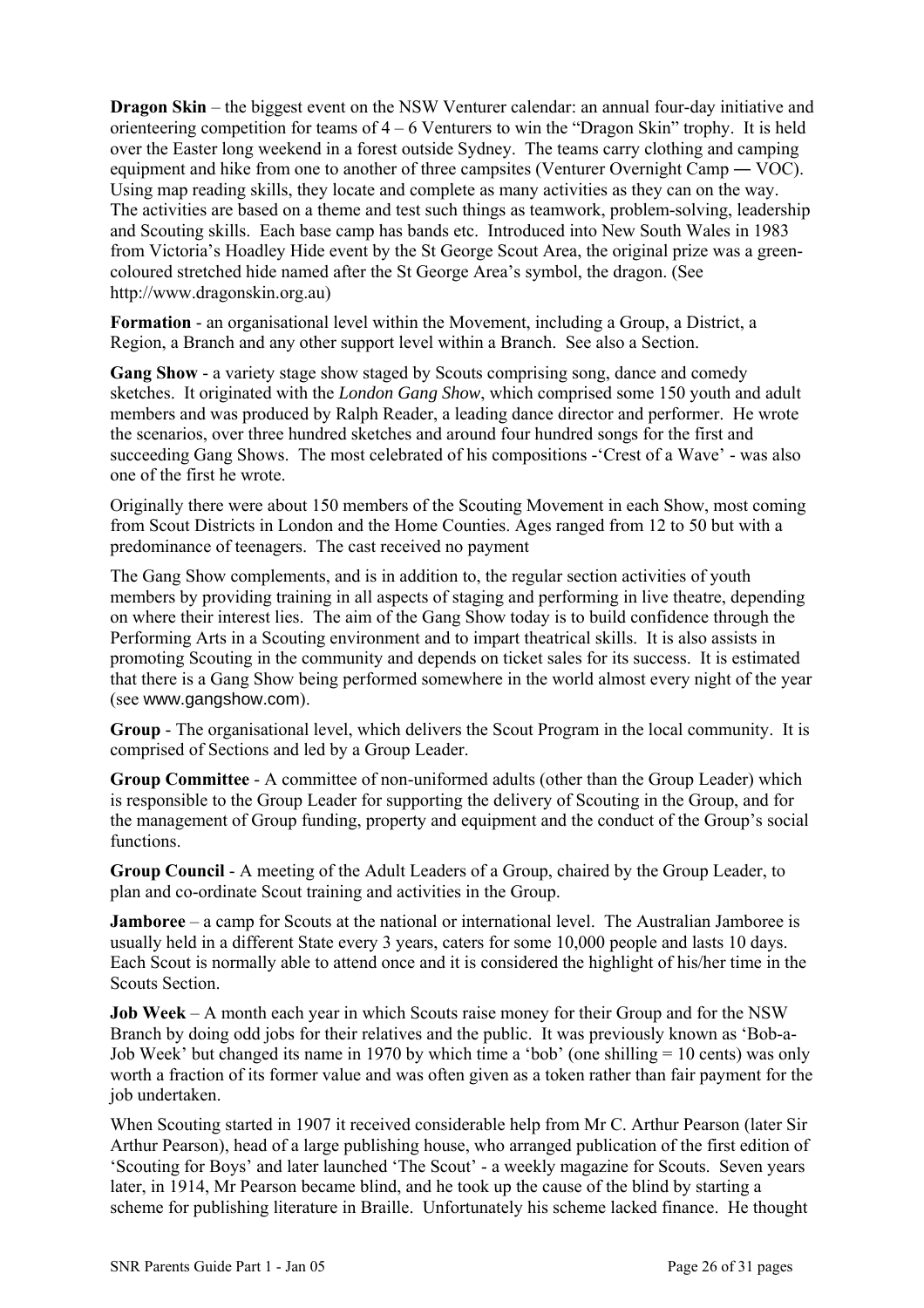**Dragon Skin** – the biggest event on the NSW Venturer calendar: an annual four-day initiative and orienteering competition for teams of 4 – 6 Venturers to win the "Dragon Skin" trophy. It is held over the Easter long weekend in a forest outside Sydney. The teams carry clothing and camping equipment and hike from one to another of three campsites (Venturer Overnight Camp ― VOC). Using map reading skills, they locate and complete as many activities as they can on the way. The activities are based on a theme and test such things as teamwork, problem-solving, leadership and Scouting skills. Each base camp has bands etc. Introduced into New South Wales in 1983 from Victoria's Hoadley Hide event by the St George Scout Area, the original prize was a green-coloured stretched hide named after the St George Area's symbol, the dragon. (See http://www.dragonskin.org.au)

**Formation** - an organisational level within the Movement, including a Group, a District, a Region, a Branch and any other support level within a Branch. See also a Section.

**Gang Show** - a variety stage show staged by Scouts comprising song, dance and comedy sketches. It originated with the *London Gang Show*, which comprised some 150 youth and adult members and was produced by Ralph Reader, a leading dance director and performer. He wrote the scenarios, over three hundred sketches and around four hundred songs for the first and succeeding Gang Shows. The most celebrated of his compositions -'Crest of a Wave' - was also one of the first he wrote.

Originally there were about 150 members of the Scouting Movement in each Show, most coming from Scout Districts in London and the Home Counties. Ages ranged from 12 to 50 but with a predominance of teenagers. The cast received no payment

The Gang Show complements, and is in addition to, the regular section activities of youth members by providing training in all aspects of staging and performing in live theatre, depending on where their interest lies. The aim of the Gang Show today is to build confidence through the Performing Arts in a Scouting environment and to impart theatrical skills. It is also assists in promoting Scouting in the community and depends on ticket sales for its success. It is estimated that there is a Gang Show being performed somewhere in the world almost every night of the year (see www.gangshow.com).

**Group** - The organisational level, which delivers the Scout Program in the local community. It is comprised of Sections and led by a Group Leader.

**Group Committee** - A committee of non-uniformed adults (other than the Group Leader) which is responsible to the Group Leader for supporting the delivery of Scouting in the Group, and for the management of Group funding, property and equipment and the conduct of the Group's social functions.

**Group Council** - A meeting of the Adult Leaders of a Group, chaired by the Group Leader, to plan and co-ordinate Scout training and activities in the Group.

**Jamboree** – a camp for Scouts at the national or international level. The Australian Jamboree is usually held in a different State every 3 years, caters for some 10,000 people and lasts 10 days. Each Scout is normally able to attend once and it is considered the highlight of his/her time in the Scouts Section.

**Job Week** – A month each year in which Scouts raise money for their Group and for the NSW Branch by doing odd jobs for their relatives and the public. It was previously known as 'Bob-a-Job Week' but changed its name in 1970 by which time a 'bob' (one shilling = 10 cents) was only worth a fraction of its former value and was often given as a token rather than fair payment for the job undertaken.

When Scouting started in 1907 it received considerable help from Mr C. Arthur Pearson (later Sir Arthur Pearson), head of a large publishing house, who arranged publication of the first edition of 'Scouting for Boys' and later launched 'The Scout' - a weekly magazine for Scouts. Seven years later, in 1914, Mr Pearson became blind, and he took up the cause of the blind by starting a scheme for publishing literature in Braille. Unfortunately his scheme lacked finance. He thought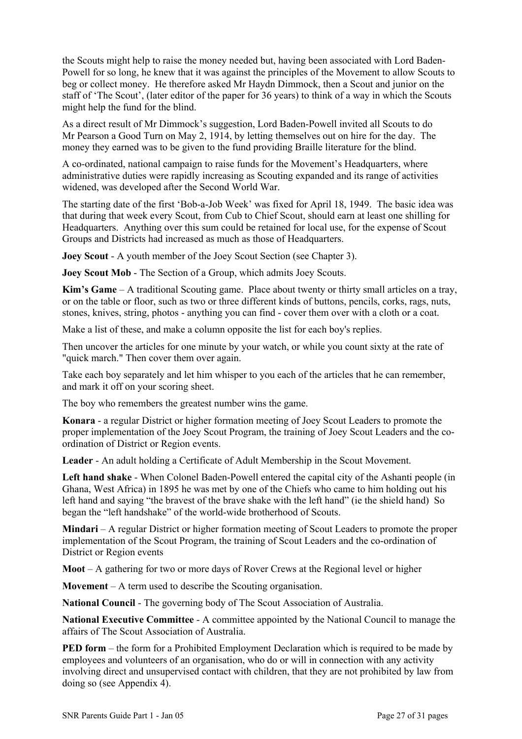the Scouts might help to raise the money needed but, having been associated with Lord Baden-Powell for so long, he knew that it was against the principles of the Movement to allow Scouts to beg or collect money. He therefore asked Mr Haydn Dimmock, then a Scout and junior on the staff of 'The Scout', (later editor of the paper for 36 years) to think of a way in which the Scouts might help the fund for the blind.

As a direct result of Mr Dimmock's suggestion, Lord Baden-Powell invited all Scouts to do Mr Pearson a Good Turn on May 2, 1914, by letting themselves out on hire for the day. The money they earned was to be given to the fund providing Braille literature for the blind.

A co-ordinated, national campaign to raise funds for the Movement's Headquarters, where administrative duties were rapidly increasing as Scouting expanded and its range of activities widened, was developed after the Second World War.

The starting date of the first 'Bob-a-Job Week' was fixed for April 18, 1949. The basic idea was that during that week every Scout, from Cub to Chief Scout, should earn at least one shilling for Headquarters. Anything over this sum could be retained for local use, for the expense of Scout Groups and Districts had increased as much as those of Headquarters.

**Joey Scout** - A youth member of the Joey Scout Section (see Chapter 3).

**Joey Scout Mob** - The Section of a Group, which admits Joey Scouts.

**Kim's Game** – A traditional Scouting game. Place about twenty or thirty small articles on a tray, or on the table or floor, such as two or three different kinds of buttons, pencils, corks, rags, nuts, stones, knives, string, photos - anything you can find - cover them over with a cloth or a coat.

Make a list of these, and make a column opposite the list for each boy's replies.

Then uncover the articles for one minute by your watch, or while you count sixty at the rate of "quick march." Then cover them over again.

Take each boy separately and let him whisper to you each of the articles that he can remember, and mark it off on your scoring sheet.

The boy who remembers the greatest number wins the game.

**Konara** - a regular District or higher formation meeting of Joey Scout Leaders to promote the proper implementation of the Joey Scout Program, the training of Joey Scout Leaders and the co-ordination of District or Region events.

**Leader** - An adult holding a Certificate of Adult Membership in the Scout Movement.

**Left hand shake** - When Colonel Baden-Powell entered the capital city of the Ashanti people (in Ghana, West Africa) in 1895 he was met by one of the Chiefs who came to him holding out his left hand and saying "the bravest of the brave shake with the left hand" (ie the shield hand) So began the "left handshake" of the world-wide brotherhood of Scouts.

**Mindari** – A regular District or higher formation meeting of Scout Leaders to promote the proper implementation of the Scout Program, the training of Scout Leaders and the co-ordination of District or Region events

**Moot** – A gathering for two or more days of Rover Crews at the Regional level or higher

**Movement** – A term used to describe the Scouting organisation.

**National Council** - The governing body of The Scout Association of Australia.

**National Executive Committee** - A committee appointed by the National Council to manage the affairs of The Scout Association of Australia.

**PED form** – the form for a Prohibited Employment Declaration which is required to be made by employees and volunteers of an organisation, who do or will in connection with any activity involving direct and unsupervised contact with children, that they are not prohibited by law from doing so (see Appendix 4).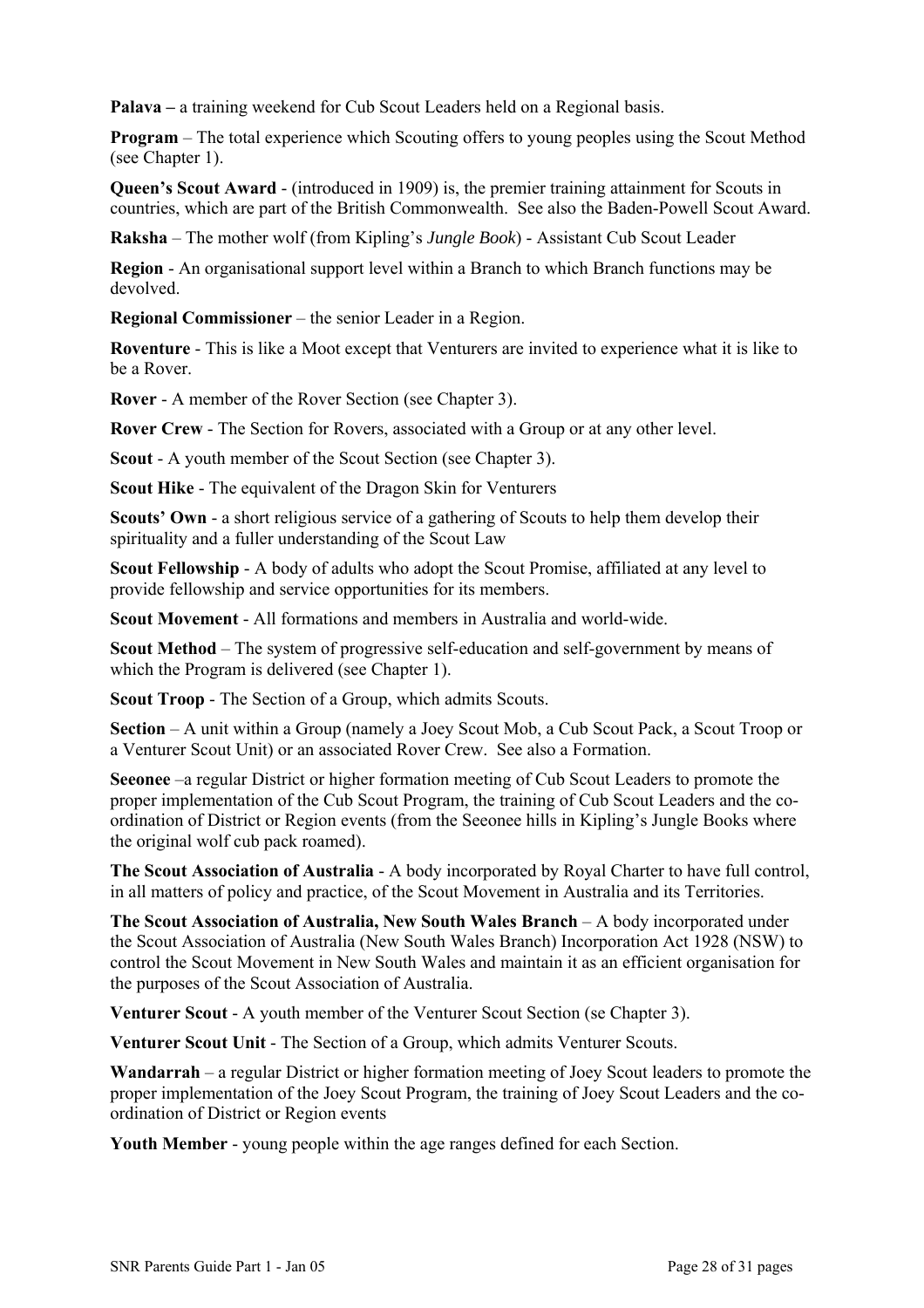**Palava –** a training weekend for Cub Scout Leaders held on a Regional basis.

**Program** – The total experience which Scouting offers to young peoples using the Scout Method (see Chapter 1).

**Queen's Scout Award** - (introduced in 1909) is, the premier training attainment for Scouts in countries, which are part of the British Commonwealth. See also the Baden-Powell Scout Award.

**Raksha** – The mother wolf (from Kipling's *Jungle Book*) - Assistant Cub Scout Leader

**Region** - An organisational support level within a Branch to which Branch functions may be devolved.

**Regional Commissioner** – the senior Leader in a Region.

**Roventure** - This is like a Moot except that Venturers are invited to experience what it is like to be a Rover.

**Rover** - A member of the Rover Section (see Chapter 3).

**Rover Crew** - The Section for Rovers, associated with a Group or at any other level.

**Scout** - A youth member of the Scout Section (see Chapter 3).

**Scout Hike** - The equivalent of the Dragon Skin for Venturers

**Scouts' Own** - a short religious service of a gathering of Scouts to help them develop their spirituality and a fuller understanding of the Scout Law

**Scout Fellowship** - A body of adults who adopt the Scout Promise, affiliated at any level to provide fellowship and service opportunities for its members.

**Scout Movement** - All formations and members in Australia and world-wide.

**Scout Method** – The system of progressive self-education and self-government by means of which the Program is delivered (see Chapter 1).

**Scout Troop** - The Section of a Group, which admits Scouts.

**Section** – A unit within a Group (namely a Joey Scout Mob, a Cub Scout Pack, a Scout Troop or a Venturer Scout Unit) or an associated Rover Crew. See also a Formation.

**Seeonee** –a regular District or higher formation meeting of Cub Scout Leaders to promote the proper implementation of the Cub Scout Program, the training of Cub Scout Leaders and the co-ordination of District or Region events (from the Seeonee hills in Kipling's Jungle Books where the original wolf cub pack roamed).

**The Scout Association of Australia** - A body incorporated by Royal Charter to have full control, in all matters of policy and practice, of the Scout Movement in Australia and its Territories.

**The Scout Association of Australia, New South Wales Branch** – A body incorporated under the Scout Association of Australia (New South Wales Branch) Incorporation Act 1928 (NSW) to control the Scout Movement in New South Wales and maintain it as an efficient organisation for the purposes of the Scout Association of Australia.

**Venturer Scout** - A youth member of the Venturer Scout Section (se Chapter 3).

**Venturer Scout Unit** - The Section of a Group, which admits Venturer Scouts.

**Wandarrah** – a regular District or higher formation meeting of Joey Scout leaders to promote the proper implementation of the Joey Scout Program, the training of Joey Scout Leaders and the co-ordination of District or Region events

**Youth Member** - young people within the age ranges defined for each Section.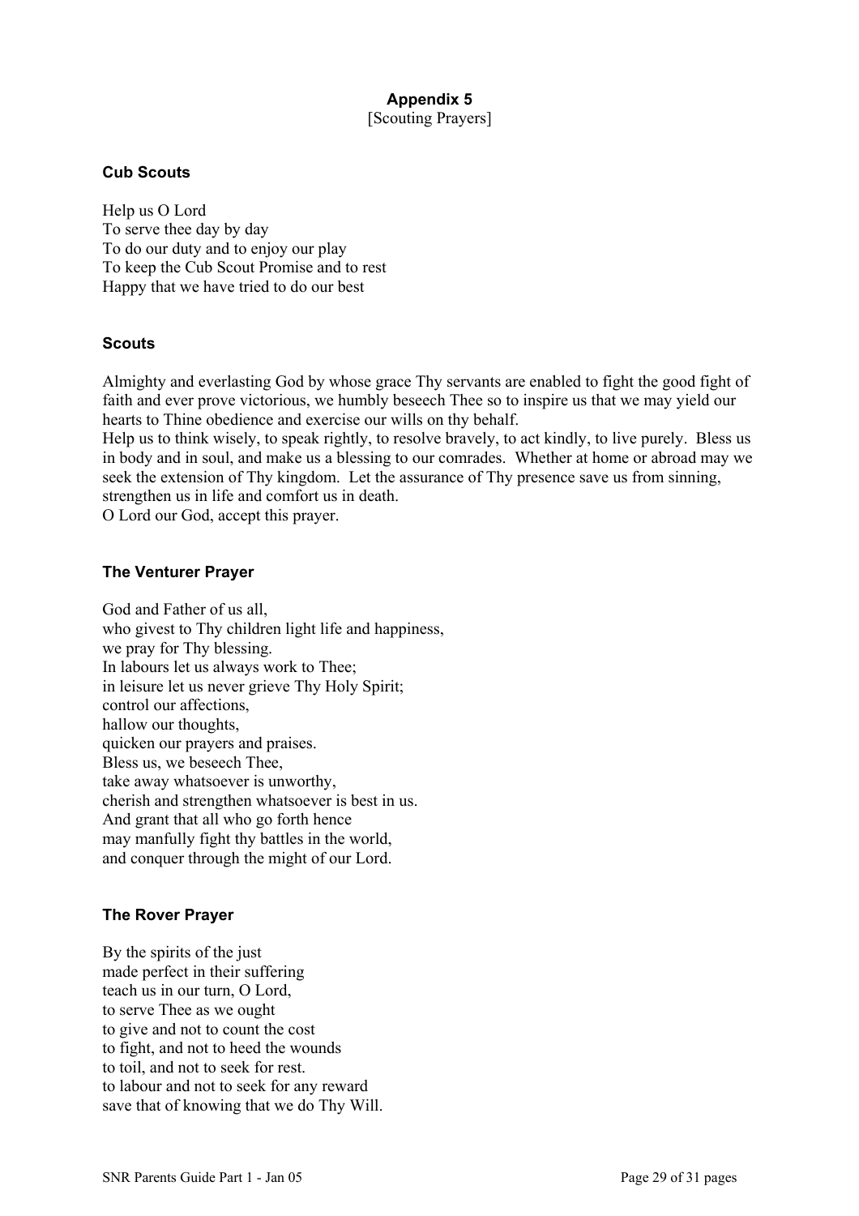## Appendix 5

[Scouting Prayers]

### Cub Scouts

Help us O Lord  
To serve thee day by day  
To do our duty and to enjoy our play  
To keep the Cub Scout Promise and to rest  
Happy that we have tried to do our best

### Scouts

Almighty and everlasting God by whose grace Thy servants are enabled to fight the good fight of faith and ever prove victorious, we humbly beseech Thee so to inspire us that we may yield our hearts to Thine obedience and exercise our wills on thy behalf.  
Help us to think wisely, to speak rightly, to resolve bravely, to act kindly, to live purely. Bless us in body and in soul, and make us a blessing to our comrades. Whether at home or abroad may we seek the extension of Thy kingdom. Let the assurance of Thy presence save us from sinning, strengthen us in life and comfort us in death.  
O Lord our God, accept this prayer.

### The Venturer Prayer

God and Father of us all,  
who givest to Thy children light life and happiness,  
we pray for Thy blessing.  
In labours let us always work to Thee;  
in leisure let us never grieve Thy Holy Spirit;  
control our affections,  
hallow our thoughts,  
quicken our prayers and praises.  
Bless us, we beseech Thee,  
take away whatsoever is unworthy,  
cherish and strengthen whatsoever is best in us.  
And grant that all who go forth hence  
may manfully fight thy battles in the world,  
and conquer through the might of our Lord.

### The Rover Prayer

By the spirits of the just  
made perfect in their suffering  
teach us in our turn, O Lord,  
to serve Thee as we ought  
to give and not to count the cost  
to fight, and not to heed the wounds  
to toil, and not to seek for rest.  
to labour and not to seek for any reward  
save that of knowing that we do Thy Will.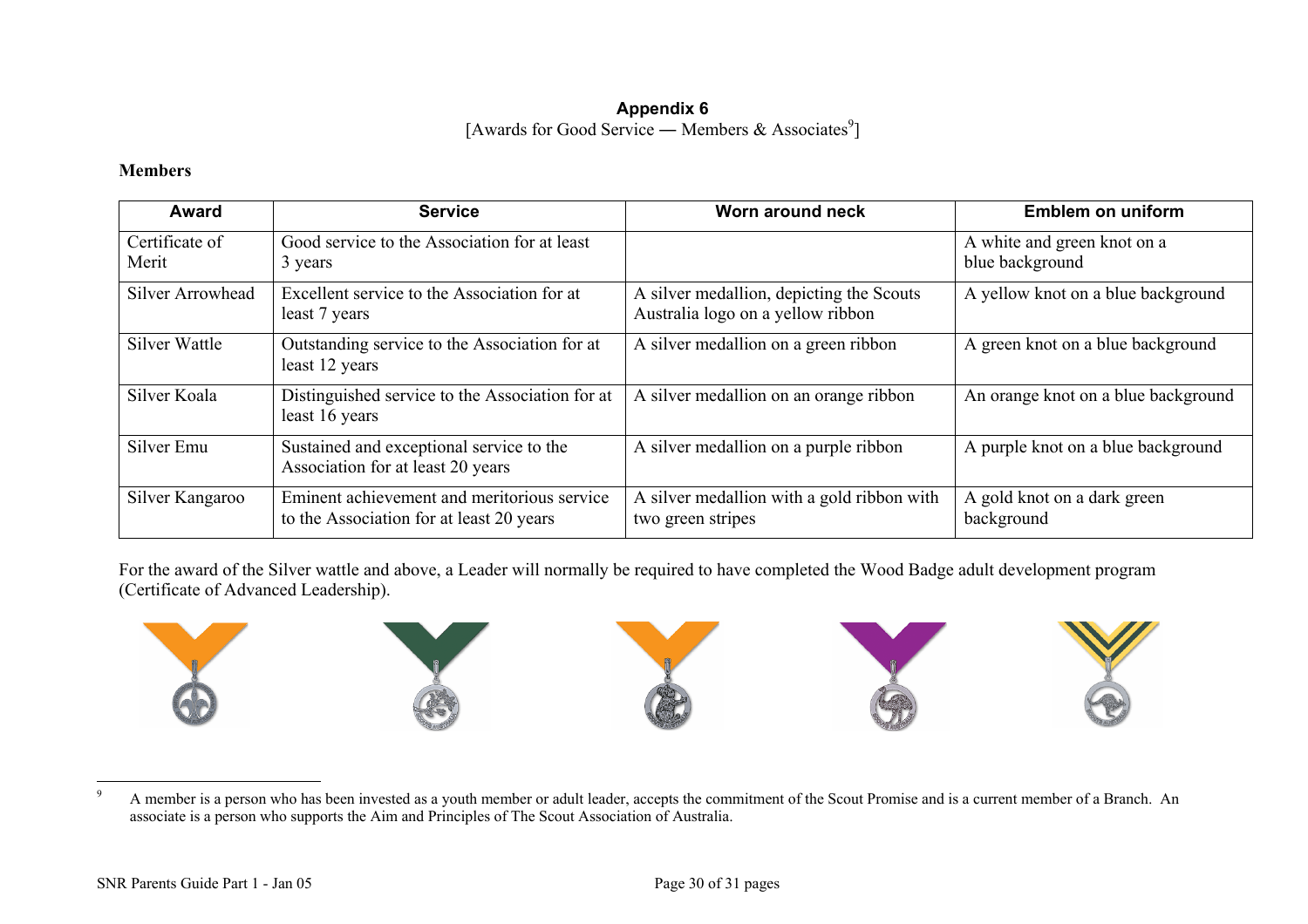**Appendix 6**

[Awards for Good Service — Members & Associates[9]]

**Members**

| Award | Service | Worn around neck | Emblem on uniform |
| --- | --- | --- | --- |
| Certificate of Merit | Good service to the Association for at least 3 years | | A white and green knot on a blue background |
| Silver Arrowhead | Excellent service to the Association for at least 7 years | A silver medallion, depicting the Scouts Australia logo on a yellow ribbon | A yellow knot on a blue background |
| Silver Wattle | Outstanding service to the Association for at least 12 years | A silver medallion on a green ribbon | A green knot on a blue background |
| Silver Koala | Distinguished service to the Association for at least 16 years | A silver medallion on an orange ribbon | An orange knot on a blue background |
| Silver Emu | Sustained and exceptional service to the Association for at least 20 years | A silver medallion on a purple ribbon | A purple knot on a blue background |
| Silver Kangaroo | Eminent achievement and meritorious service to the Association for at least 20 years | A silver medallion with a gold ribbon with two green stripes | A gold knot on a dark green background |

For the award of the Silver wattle and above, a Leader will normally be required to have completed the Wood Badge adult development program (Certificate of Advanced Leadership).

---

[9] A member is a person who has been invested as a youth member or adult leader, accepts the commitment of the Scout Promise and is a current member of a Branch. An associate is a person who supports the Aim and Principles of The Scout Association of Australia.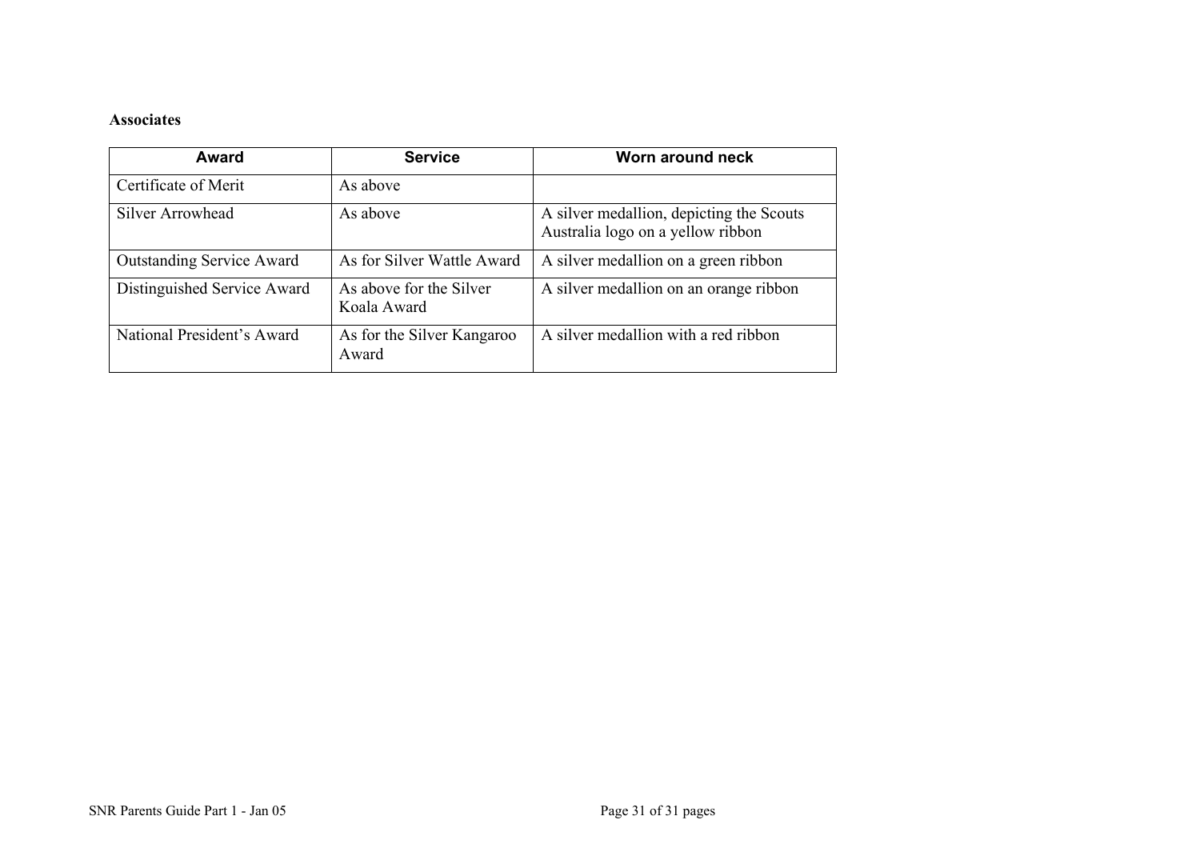**Associates**

| Award | Service | Worn around neck |
|---|---|---|
| Certificate of Merit | As above | |
| Silver Arrowhead | As above | A silver medallion, depicting the Scouts Australia logo on a yellow ribbon |
| Outstanding Service Award | As for Silver Wattle Award | A silver medallion on a green ribbon |
| Distinguished Service Award | As above for the Silver Koala Award | A silver medallion on an orange ribbon |
| National President's Award | As for the Silver Kangaroo Award | A silver medallion with a red ribbon |